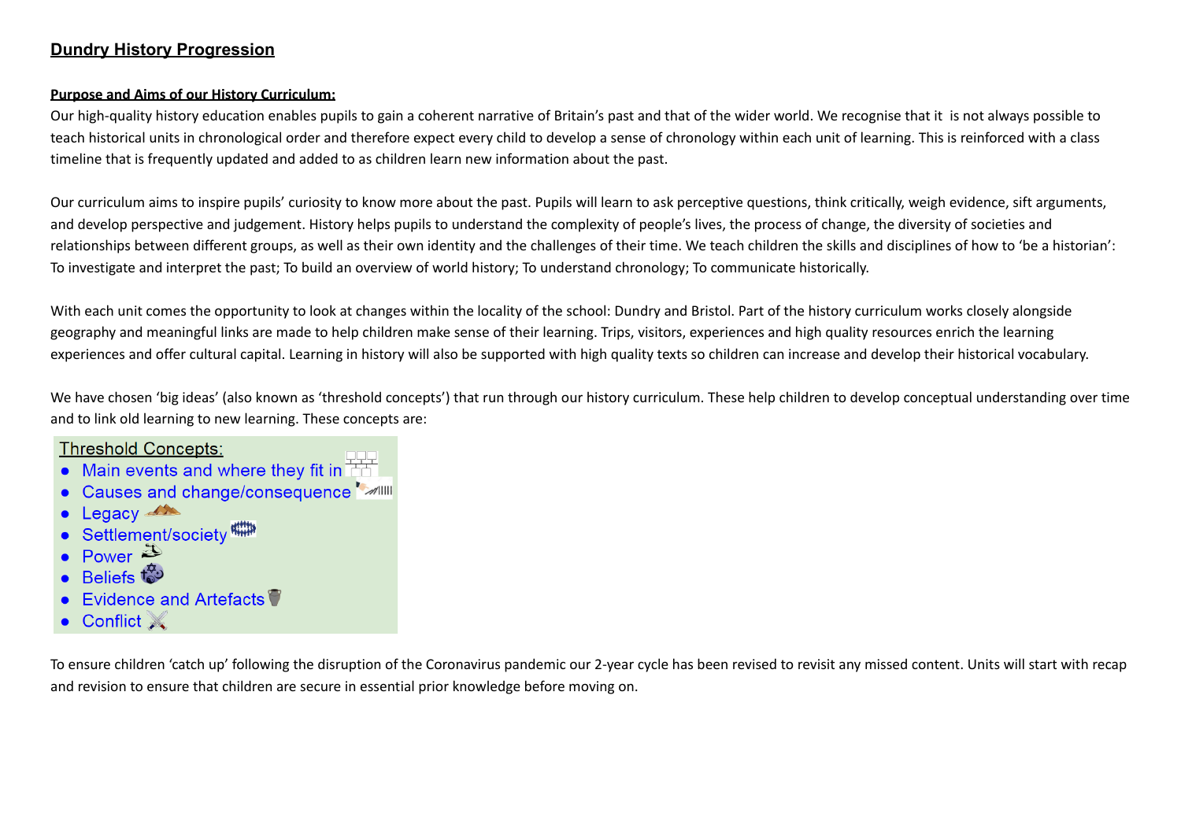# Dundry History Progression

**Purpose and Aims of our History Curriculum:**

Our high-quality history education enables pupils to gain a coherent narrative of Britain's past and that of the wider world. We recognise that it is not always possible to teach historical units in chronological order and therefore expect every child to develop a sense of chronology within each unit of learning. This is reinforced with a class timeline that is frequently updated and added to as children learn new information about the past.

Our curriculum aims to inspire pupils' curiosity to know more about the past. Pupils will learn to ask perceptive questions, think critically, weigh evidence, sift arguments, and develop perspective and judgement. History helps pupils to understand the complexity of people's lives, the process of change, the diversity of societies and relationships between different groups, as well as their own identity and the challenges of their time. We teach children the skills and disciplines of how to 'be a historian': To investigate and interpret the past; To build an overview of world history; To understand chronology; To communicate historically.

With each unit comes the opportunity to look at changes within the locality of the school: Dundry and Bristol. Part of the history curriculum works closely alongside geography and meaningful links are made to help children make sense of their learning. Trips, visitors, experiences and high quality resources enrich the learning experiences and offer cultural capital. Learning in history will also be supported with high quality texts so children can increase and develop their historical vocabulary.

We have chosen 'big ideas' (also known as 'threshold concepts') that run through our history curriculum. These help children to develop conceptual understanding over time and to link old learning to new learning. These concepts are:

**Threshold Concepts:**

- Main events and where they fit in
- Causes and change/consequence
- Legacy
- Settlement/society
- Power
- Beliefs
- Evidence and Artefacts
- Conflict

To ensure children 'catch up' following the disruption of the Coronavirus pandemic our 2-year cycle has been revised to revisit any missed content. Units will start with recap and revision to ensure that children are secure in essential prior knowledge before moving on.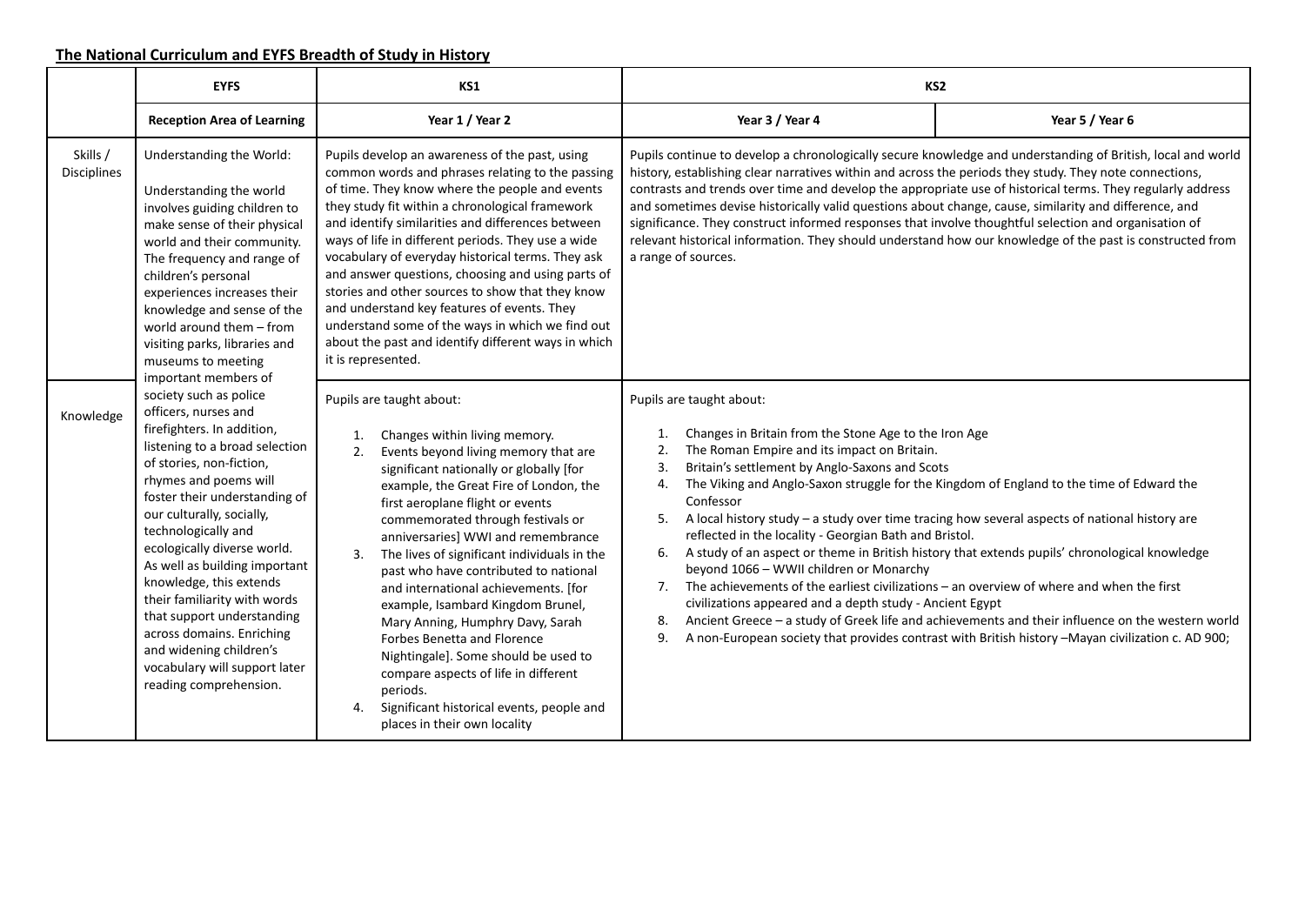**The National Curriculum and EYFS Breadth of Study in History**

| | EYFS | KS1 | KS2 | |
|---|---|---|---|---|
| | **Reception Area of Learning** | **Year 1 / Year 2** | **Year 3 / Year 4** | **Year 5 / Year 6** |
| Skills / Disciplines | Understanding the World:<br><br>Understanding the world involves guiding children to make sense of their physical world and their community. The frequency and range of children's personal experiences increases their knowledge and sense of the world around them – from visiting parks, libraries and museums to meeting important members of society such as police officers, nurses and firefighters. In addition, listening to a broad selection of stories, non-fiction, rhymes and poems will foster their understanding of our culturally, socially, technologically and ecologically diverse world. As well as building important knowledge, this extends their familiarity with words that support understanding across domains. Enriching and widening children's vocabulary will support later reading comprehension. | Pupils develop an awareness of the past, using common words and phrases relating to the passing of time. They know where the people and events they study fit within a chronological framework and identify similarities and differences between ways of life in different periods. They use a wide vocabulary of everyday historical terms. They ask and answer questions, choosing and using parts of stories and other sources to show that they know and understand key features of events. They understand some of the ways in which we find out about the past and identify different ways in which it is represented. | Pupils continue to develop a chronologically secure knowledge and understanding of British, local and world history, establishing clear narratives within and across the periods they study. They note connections, contrasts and trends over time and develop the appropriate use of historical terms. They regularly address and sometimes devise historically valid questions about change, cause, similarity and difference, and significance. They construct informed responses that involve thoughtful selection and organisation of relevant historical information. They should understand how our knowledge of the past is constructed from a range of sources. | |
| Knowledge | | Pupils are taught about:<br><br>1. Changes within living memory.<br>2. Events beyond living memory that are significant nationally or globally [for example, the Great Fire of London, the first aeroplane flight or events commemorated through festivals or anniversaries] WWI and remembrance<br>3. The lives of significant individuals in the past who have contributed to national and international achievements. [for example, Isambard Kingdom Brunel, Mary Anning, Humphry Davy, Sarah Forbes Benetta and Florence Nightingale]. Some should be used to compare aspects of life in different periods.<br>4. Significant historical events, people and places in their own locality | Pupils are taught about:<br><br>1. Changes in Britain from the Stone Age to the Iron Age<br>2. The Roman Empire and its impact on Britain.<br>3. Britain's settlement by Anglo-Saxons and Scots<br>4. The Viking and Anglo-Saxon struggle for the Kingdom of England to the time of Edward the Confessor<br>5. A local history study – a study over time tracing how several aspects of national history are reflected in the locality - Georgian Bath and Bristol.<br>6. A study of an aspect or theme in British history that extends pupils' chronological knowledge beyond 1066 – WWII children or Monarchy<br>7. The achievements of the earliest civilizations – an overview of where and when the first civilizations appeared and a depth study - Ancient Egypt<br>8. Ancient Greece – a study of Greek life and achievements and their influence on the western world<br>9. A non-European society that provides contrast with British history –Mayan civilization c. AD 900; | |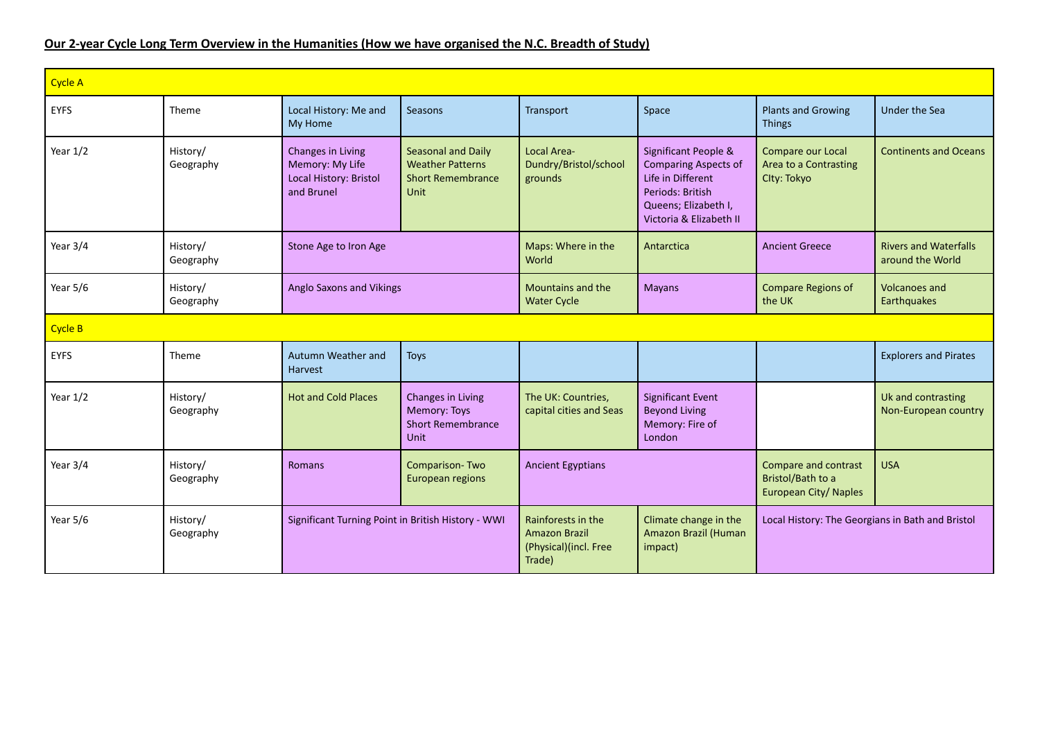**Our 2-year Cycle Long Term Overview in the Humanities (How we have organised the N.C. Breadth of Study)**

| | | | | | | | |
|---|---|---|---|---|---|---|---|
| Cycle A | | | | | | | |
| EYFS | Theme | Local History: Me and My Home | Seasons | Transport | Space | Plants and Growing Things | Under the Sea |
| Year 1/2 | History/ Geography | Changes in Living Memory: My Life Local History: Bristol and Brunel | Seasonal and Daily Weather Patterns Short Remembrance Unit | Local Area- Dundry/Bristol/school grounds | Significant People & Comparing Aspects of Life in Different Periods: British Queens; Elizabeth I, Victoria & Elizabeth II | Compare our Local Area to a Contrasting CIty: Tokyo | Continents and Oceans |
| Year 3/4 | History/ Geography | Stone Age to Iron Age | | Maps: Where in the World | Antarctica | Ancient Greece | Rivers and Waterfalls around the World |
| Year 5/6 | History/ Geography | Anglo Saxons and Vikings | | Mountains and the Water Cycle | Mayans | Compare Regions of the UK | Volcanoes and Earthquakes |
| Cycle B | | | | | | | |
| EYFS | Theme | Autumn Weather and Harvest | Toys | | | | Explorers and Pirates |
| Year 1/2 | History/ Geography | Hot and Cold Places | Changes in Living Memory: Toys Short Remembrance Unit | The UK: Countries, capital cities and Seas | Significant Event Beyond Living Memory: Fire of London | | Uk and contrasting Non-European country |
| Year 3/4 | History/ Geography | Romans | Comparison- Two European regions | Ancient Egyptians | | Compare and contrast Bristol/Bath to a European City/ Naples | USA |
| Year 5/6 | History/ Geography | Significant Turning Point in British History - WWI | | Rainforests in the Amazon Brazil (Physical)(incl. Free Trade) | Climate change in the Amazon Brazil (Human impact) | Local History: The Georgians in Bath and Bristol | |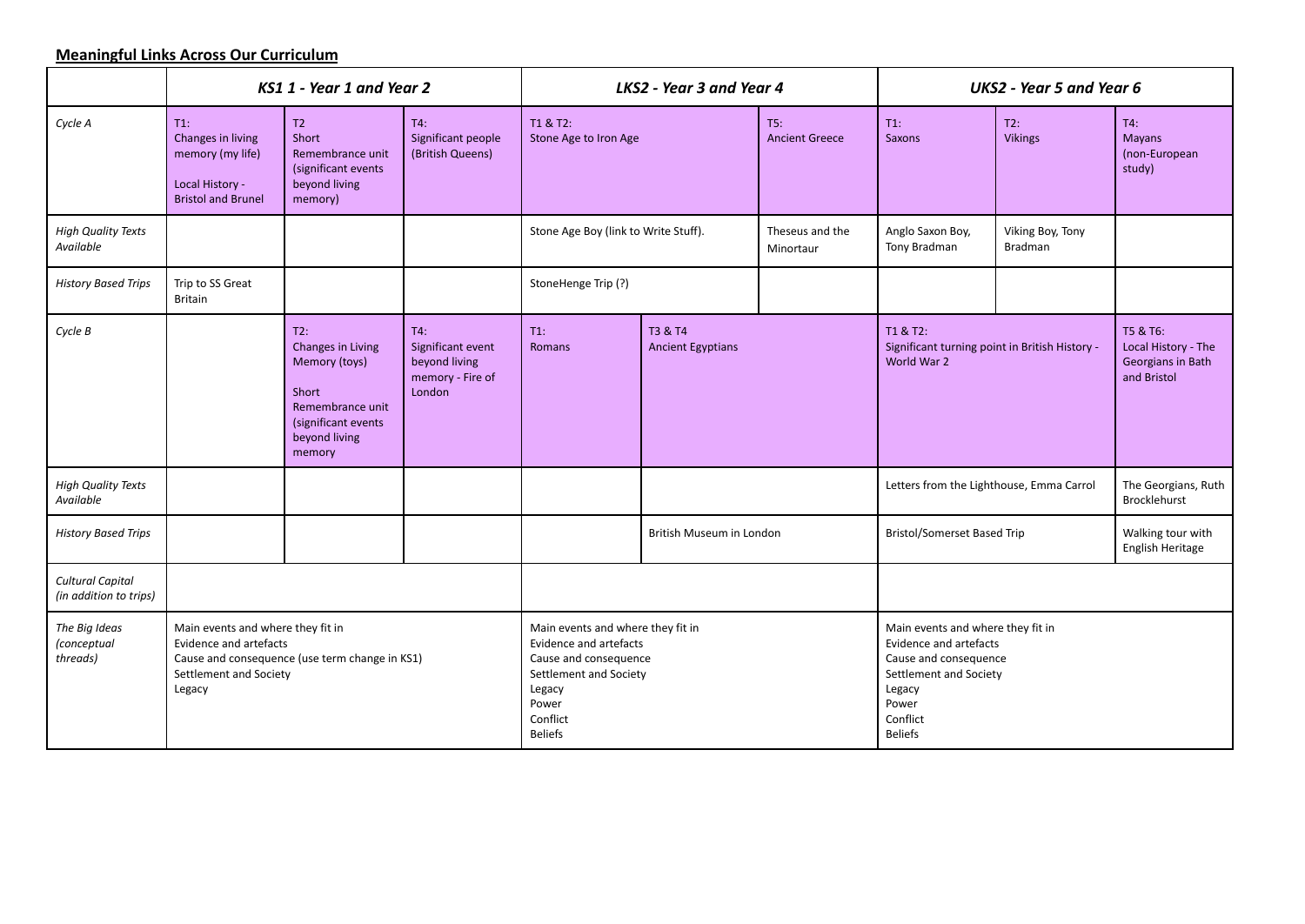**Meaningful Links Across Our Curriculum**

| | *KS1 1 - Year 1 and Year 2* | | | *LKS2 - Year 3 and Year 4* | | | *UKS2 - Year 5 and Year 6* | | |
|---|---|---|---|---|---|---|---|---|---|
| *Cycle A* | T1: Changes in living memory (my life) Local History - Bristol and Brunel | T2 Short Remembrance unit (significant events beyond living memory) | T4: Significant people (British Queens) | T1 & T2: Stone Age to Iron Age | | T5: Ancient Greece | T1: Saxons | T2: Vikings | T4: Mayans (non-European study) |
| *High Quality Texts Available* | | | | Stone Age Boy (link to Write Stuff). | | Theseus and the Minortaur | Anglo Saxon Boy, Tony Bradman | Viking Boy, Tony Bradman | |
| *History Based Trips* | Trip to SS Great Britain | | | StoneHenge Trip (?) | | | | | |
| *Cycle B* | | T2: Changes in Living Memory (toys) Short Remembrance unit (significant events beyond living memory | T4: Significant event beyond living memory - Fire of London | T1: Romans | T3 & T4 Ancient Egyptians | | T1 & T2: Significant turning point in British History - World War 2 | | T5 & T6: Local History - The Georgians in Bath and Bristol |
| *High Quality Texts Available* | | | | | | | Letters from the Lighthouse, Emma Carrol | | The Georgians, Ruth Brocklehurst |
| *History Based Trips* | | | | | British Museum in London | | Bristol/Somerset Based Trip | | Walking tour with English Heritage |
| *Cultural Capital (in addition to trips)* | | | | | | | | | |
| *The Big Ideas (conceptual threads)* | Main events and where they fit in<br>Evidence and artefacts<br>Cause and consequence (use term change in KS1)<br>Settlement and Society<br>Legacy | | | Main events and where they fit in<br>Evidence and artefacts<br>Cause and consequence<br>Settlement and Society<br>Legacy<br>Power<br>Conflict<br>Beliefs | | | Main events and where they fit in<br>Evidence and artefacts<br>Cause and consequence<br>Settlement and Society<br>Legacy<br>Power<br>Conflict<br>Beliefs | | |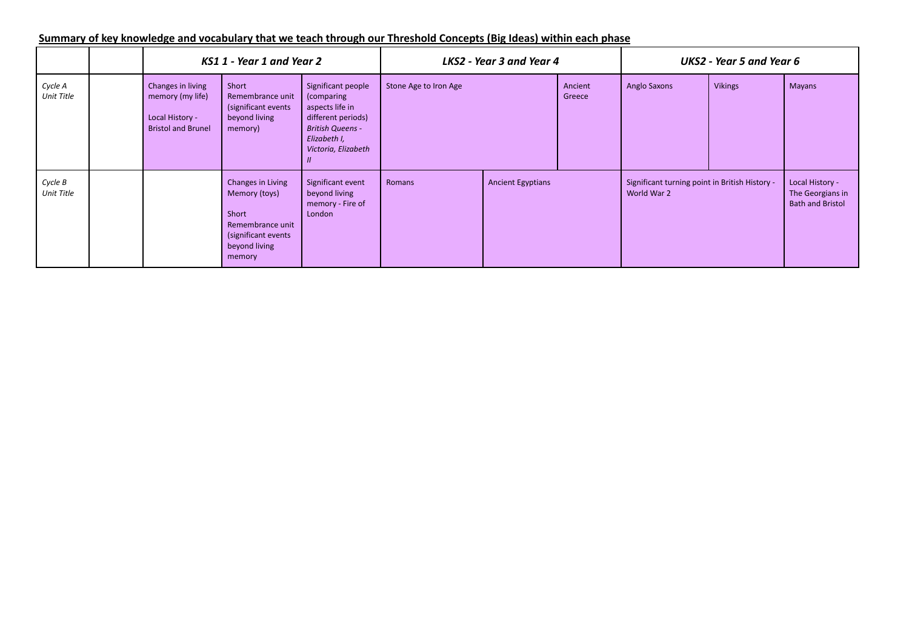## Summary of key knowledge and vocabulary that we teach through our Threshold Concepts (Big Ideas) within each phase

| | | *KS1 1 - Year 1 and Year 2* | | | *LKS2 - Year 3 and Year 4* | | | *UKS2 - Year 5 and Year 6* | | |
|---|---|---|---|---|---|---|---|---|---|---|
| *Cycle A Unit Title* | | Changes in living memory (my life)<br><br>Local History - Bristol and Brunel | Short Remembrance unit (significant events beyond living memory) | Significant people (comparing aspects life in different periods) *British Queens - Elizabeth I, Victoria, Elizabeth II* | Stone Age to Iron Age | | Ancient Greece | Anglo Saxons | Vikings | Mayans |
| *Cycle B Unit Title* | | | Changes in Living Memory (toys)<br><br>Short Remembrance unit (significant events beyond living memory | Significant event beyond living memory - Fire of London | Romans | Ancient Egyptians | | Significant turning point in British History - World War 2 | | Local History - The Georgians in Bath and Bristol |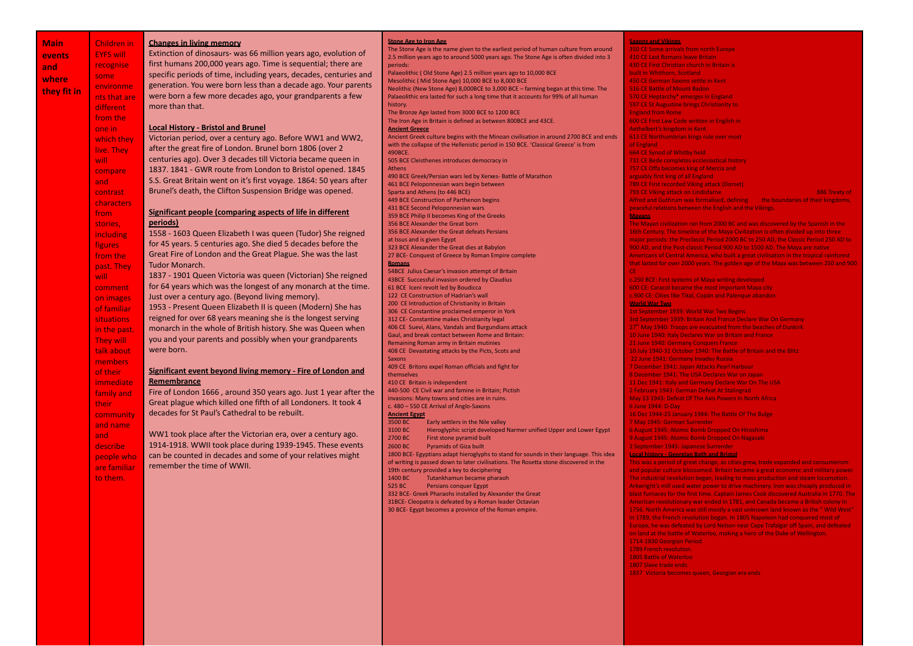**Main events and where they fit in**

Children in EYFS will recognise some environments that are different from the one in which they live. They will compare and contrast characters from stories, including figures from the past. They will comment on images of familiar situations in the past. They will talk about members of their immediate family and their community and name and describe people who are familiar to them.

**Changes in living memory**

Extinction of dinosaurs- was 66 million years ago, evolution of first humans 200,000 years ago. Time is sequential; there are specific periods of time, including years, decades, centuries and generation. You were born less than a decade ago. Your parents were born a few more decades ago, your grandparents a few more than that.

**Local History - Bristol and Brunel**

Victorian period, over a century ago. Before WW1 and WW2, after the great fire of London. Brunel born 1806 (over 2 centuries ago). Over 3 decades till Victoria became queen in 1837. 1841 - GWR route from London to Bristol opened. 1845 S.S. Great Britain went on it's first voyage. 1864: 50 years after Brunel's death, the Clifton Suspension Bridge was opened.

**Significant people (comparing aspects of life in different periods)**

1558 - 1603 Queen Elizabeth I was queen (Tudor) She reigned for 45 years. 5 centuries ago. She died 5 decades before the Great Fire of London and the Great Plague. She was the last Tudor Monarch.

1837 - 1901 Queen Victoria was queen (Victorian) She reigned for 64 years which was the longest of any monarch at the time. Just over a century ago. (Beyond living memory).

1953 - Present Queen Elizabeth II is queen (Modern) She has reigned for over 68 years meaning she is the longest serving monarch in the whole of British history. She was Queen when you and your parents and possibly when your grandparents were born.

**Significant event beyond living memory - Fire of London and Remembrance**

Fire of London 1666 , around 350 years ago. Just 1 year after the Great plague which killed one fifth of all Londoners. It took 4 decades for St Paul's Cathedral to be rebuilt.

WW1 took place after the Victorian era, over a century ago. 1914-1918. WWII took place during 1939-1945. These events can be counted in decades and some of your relatives might remember the time of WWII.

**Stone Age to Iron Age**

The Stone Age is the name given to the earliest period of human culture from around 2.5 million years ago to around 5000 years ago. The Stone Age is often divided into 3 periods:

Palaeolithic ( Old Stone Age) 2.5 million years ago to 10,000 BCE
Mesolithic ( Mid Stone Age) 10,000 BCE to 8,000 BCE
Neolithic (New Stone Age) 8,000BCE to 3,000 BCE – farming began at this time. The Palaeolithic era lasted for such a long time that it accounts for 99% of all human history.
The Bronze Age lasted from 3000 BCE to 1200 BCE
The Iron Age in Britain is defined as between 800BCE and 43CE.

**Ancient Greece**

Ancient Greek culture begins with the Minoan civilisation in around 2700 BCE and ends with the collapse of the Hellenistic period in 150 BCE. 'Classical Greece' is from 490BCE.
505 BCE Cleisthenes introduces democracy in Athens
490 BCE Greek/Persian wars led by Xerxes- Battle of Marathon
461 BCE Peloponnesian wars begin between Sparta and Athens (to 446 BCE)
449 BCE Construction of Parthenon begins
431 BCE Second Peloponnesian wars
359 BCE Philip II becomes King of the Greeks
356 BCE Alexander the Great born
356 BCE Alexander the Great defeats Persians at Issus and is given Egypt
323 BCE Alexander the Great dies at Babylon
27 BCE- Conquest of Greece by Roman Empire complete

**Romans**

54BCE Julius Caesar's invasion attempt of Britain
43BCE Successful invasion ordered by Claudius
61 BCE Iceni revolt led by Boudicca
122 CE Construction of Hadrian's wall
200 CE Introduction of Christianity in Britain
306 CE Constantine proclaimed emperor in York
312 CE- Constantine makes Christianity legal
406 CE Suevi, Alans, Vandals and Burgundians attack Gaul, and break contact between Rome and Britain: Remaining Roman army in Britain mutinies
408 CE Devastating attacks by the Picts, Scots and Saxons
409 CE Britons expel Roman officials and fight for themselves
410 CE Britain is independent
440-500 CE Civil war and famine in Britain; Pictish invasions: Many towns and cities are in ruins.
c. 480 – 550 CE Arrival of Anglo-Saxons

**Ancient Egypt**

3500 BC Early settlers in the Nile valley
3100 BC Hieroglyphic script developed Narmer unified Upper and Lower Egypt
2700 BC First stone pyramid built
2600 BC Pyramids of Giza built
1800 BCE- Egyptians adapt hieroglyphs to stand for sounds in their language. This idea of writing is passed down to later civilisations. The Rosetta stone discovered in the 19th century provided a key to deciphering
1400 BC Tutankhamun became pharaoh
525 BC Persians conquer Egypt
332 BCE- Greek Pharaohs installed by Alexander the Great
31BCE- Cleopatra is defeated by a Roman leader Octavian
30 BCE- Egypt becomes a province of the Roman empire.

**Saxons and Vikings**

350 CE Some arrivals from north Europe
410 CE Last Romans leave Britain
430 CE First Christian church in Britain is built in Whithorn, Scotland
450 CE German Saxons settle in Kent
516 CE Battle of Mount Badon
570 CE Heptarchy* emerges in England
597 CE St Augustine brings Christianity to England from Rome
600 CE First Law Code written in English in Aethelbert's kingdom in Kent
613 CE Northumbrian kings rule over most of England
664 CE Synod of Whitby held
731 CE Bede completes ecclesiastical history
757 CE Offa becomes king of Mercia and arguably first king of all England
789 CE First recorded Viking attack (Dorset)
793 CE Viking attack on Lindisfarne
886 Treaty of Alfred and Guthrum was formalised, defining the boundaries of their kingdoms, peaceful relations between the English and the Vikings.

**Mayans**

The Mayan civilization ran from 2000 BC and was discovered by the Spanish in the 16th Century. The timeline of the Maya Civilization is often divided up into three major periods: the Preclassic Period 2000 BC to 250 AD, the Classic Period 250 AD to 900 AD, and the Post-classic Period 900 AD to 1500 AD. The Maya are native Americans of Central America, who built a great civilisation in the tropical rainforest that lasted for over 2000 years. The golden age of the Maya was between 250 and 900 CE

c.250 BCE: First systems of Maya writing developed
600 CE: Caracol became the most important Maya city
c.900 CE: Cities like Tikal, Copán and Palenque abandon

**World War Two**

1st September 1939: World War Two Begins
3rd September 1939: Britain And France Declare War On Germany
27th May 1940: Troops are evacuated from the beaches of Dunkirk
10 June 1940: Italy Declares War on Britain and France
21 June 1940: Germany Conquers France
10 July 1940-31 October 1940: The Battle of Britain and the Blitz
22 June 1941: Germany Invades Russia
7 December 1941: Japan Attacks Pearl Harbour
8 December 1941: The USA Declares War on Japan
11 Dec 1941: Italy and Germany Declare War On The USA
2 February 1943: German Defeat At Stalingrad
May 13 1943: Defeat Of The Axis Powers In North Africa
6 June 1944: D-Day
16 Dec 1944-25 January 1944: The Battle Of The Bulge
7 May 1945: German Surrender
6 August 1945: Atomic Bomb Dropped On Hiroshima
9 August 1945: Atomic Bomb Dropped On Nagasaki
2 September 1945: Japanese Surrender

**Local history - Georgian Bath and Bristol**

This was a period of great change, as cities grew, trade expanded and consumerism and popular culture blossomed. Britain became a great economic and military power. The industrial revolution began, leading to mass production and steam locomotion. Arkwright's mill used water power to drive machinery. Iron was cheaply produced in blast furnaces for the first time. Captain James Cook discovered Australia in 1770. The American revolutionary war ended in 1781, and Canada became a British colony in 1756. North America was still mostly a vast unknown land known as the "Wild West". In 1789, the French revolution began. In 1805 Napoleon had conquered most of Europe, he was defeated by Lord Nelson near Cape Trafalgar off Spain, and defeated on land at the battle of Waterloo, making a hero of the Duke of Wellington.

1714-1830 Georgian Period
1789 French revolution
1805 Battle of Waterloo
1807 Slave trade ends
1837 Victoria becomes queen, Georgian era ends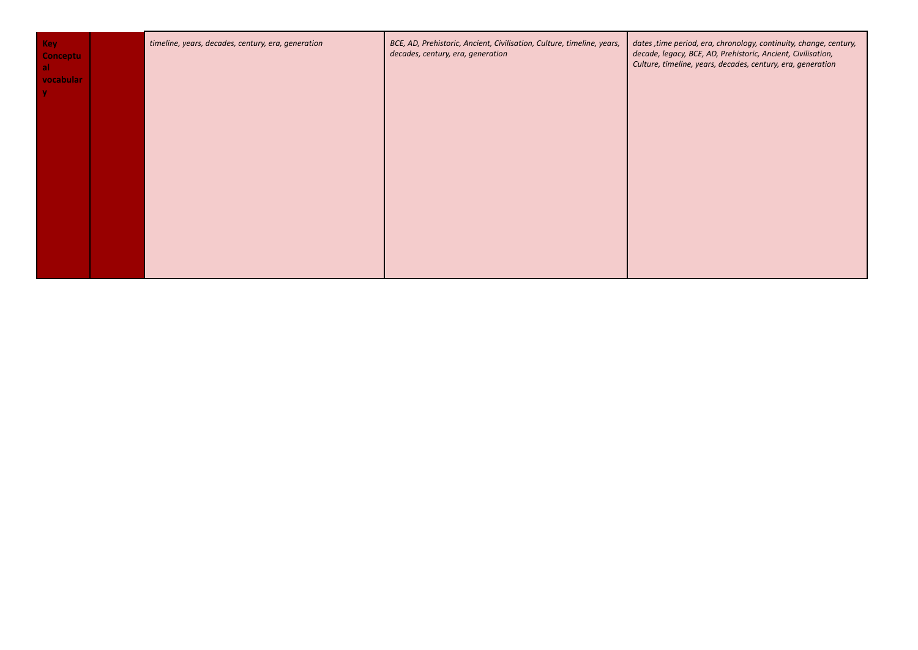| Key Conceptual vocabulary | | *timeline, years, decades, century, era, generation* | *BCE, AD, Prehistoric, Ancient, Civilisation, Culture, timeline, years, decades, century, era, generation* | *dates ,time period, era, chronology, continuity, change, century, decade, legacy, BCE, AD, Prehistoric, Ancient, Civilisation, Culture, timeline, years, decades, century, era, generation* |
|---|---|---|---|---|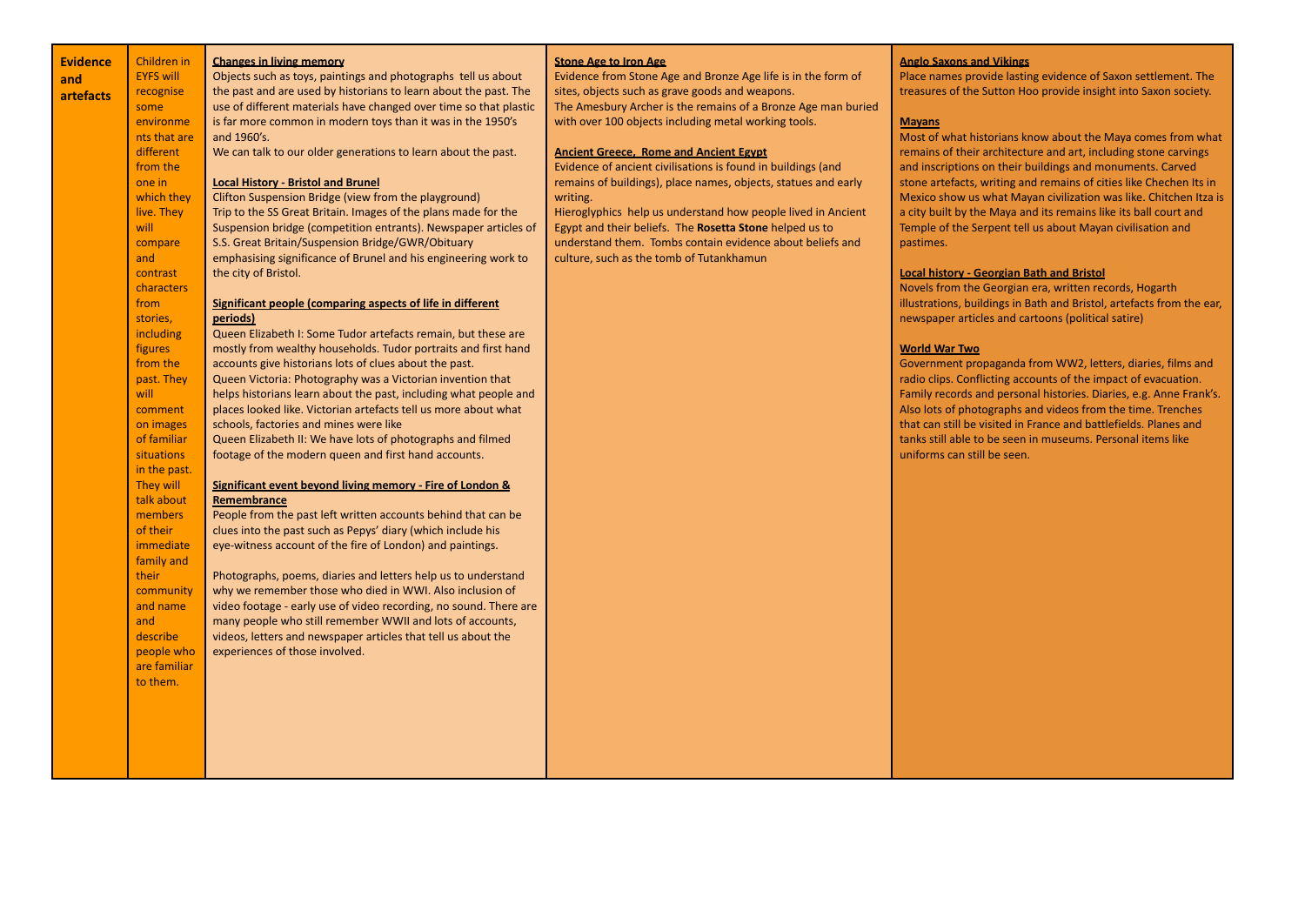| Evidence and artefacts | Children in EYFS will recognise some environments that are different from the one in which they live. They will compare and contrast characters from stories, including figures from the past. They will comment on images of familiar situations in the past. They will talk about members of their immediate family and their community and name and describe people who are familiar to them. | **Changes in living memory**<br>Objects such as toys, paintings and photographs tell us about the past and are used by historians to learn about the past. The use of different materials have changed over time so that plastic is far more common in modern toys than it was in the 1950's and 1960's.<br>We can talk to our older generations to learn about the past.<br><br>**Local History - Bristol and Brunel**<br>Clifton Suspension Bridge (view from the playground)<br>Trip to the SS Great Britain. Images of the plans made for the Suspension bridge (competition entrants). Newspaper articles of S.S. Great Britain/Suspension Bridge/GWR/Obituary emphasising significance of Brunel and his engineering work to the city of Bristol.<br><br>**Significant people (comparing aspects of life in different periods)**<br>Queen Elizabeth I: Some Tudor artefacts remain, but these are mostly from wealthy households. Tudor portraits and first hand accounts give historians lots of clues about the past.<br>Queen Victoria: Photography was a Victorian invention that helps historians learn about the past, including what people and places looked like. Victorian artefacts tell us more about what schools, factories and mines were like<br>Queen Elizabeth II: We have lots of photographs and filmed footage of the modern queen and first hand accounts.<br><br>**Significant event beyond living memory - Fire of London & Remembrance**<br>People from the past left written accounts behind that can be clues into the past such as Pepys' diary (which include his eye-witness account of the fire of London) and paintings.<br><br>Photographs, poems, diaries and letters help us to understand why we remember those who died in WWI. Also inclusion of video footage - early use of video recording, no sound. There are many people who still remember WWII and lots of accounts, videos, letters and newspaper articles that tell us about the experiences of those involved. | **Stone Age to Iron Age**<br>Evidence from Stone Age and Bronze Age life is in the form of sites, objects such as grave goods and weapons.<br>The Amesbury Archer is the remains of a Bronze Age man buried with over 100 objects including metal working tools.<br><br>**Ancient Greece, Rome and Ancient Egypt**<br>Evidence of ancient civilisations is found in buildings (and remains of buildings), place names, objects, statues and early writing.<br>Hieroglyphics help us understand how people lived in Ancient Egypt and their beliefs. The **Rosetta Stone** helped us to understand them. Tombs contain evidence about beliefs and culture, such as the tomb of Tutankhamun | **Anglo Saxons and Vikings**<br>Place names provide lasting evidence of Saxon settlement. The treasures of the Sutton Hoo provide insight into Saxon society.<br><br>**Mayans**<br>Most of what historians know about the Maya comes from what remains of their architecture and art, including stone carvings and inscriptions on their buildings and monuments. Carved stone artefacts, writing and remains of cities like Chechen Its in Mexico show us what Mayan civilization was like. Chitchen Itza is a city built by the Maya and its remains like its ball court and Temple of the Serpent tell us about Mayan civilisation and pastimes.<br><br>**Local history - Georgian Bath and Bristol**<br>Novels from the Georgian era, written records, Hogarth illustrations, buildings in Bath and Bristol, artefacts from the ear, newspaper articles and cartoons (political satire)<br><br>**World War Two**<br>Government propaganda from WW2, letters, diaries, films and radio clips. Conflicting accounts of the impact of evacuation. Family records and personal histories. Diaries, e.g. Anne Frank's. Also lots of photographs and videos from the time. Trenches that can still be visited in France and battlefields. Planes and tanks still able to be seen in museums. Personal items like uniforms can still be seen. |
|---|---|---|---|---|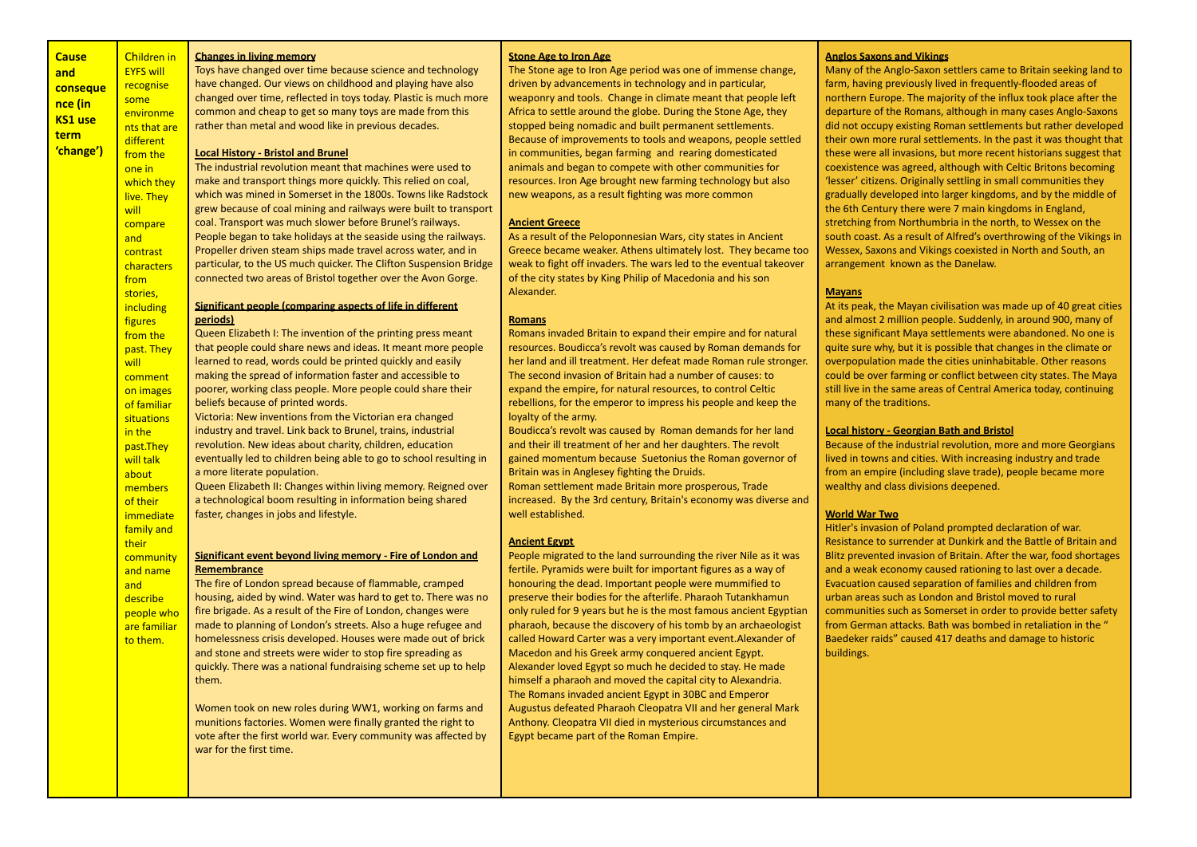| Cause and consequence (in KS1 use term 'change') | Children in EYFS will recognise some environments that are different from the one in which they live. They will compare and contrast characters from stories, including figures from the past. They will comment on images of familiar situations in the past.They will talk about members of their immediate family and their community and name and describe people who are familiar to them. | **Changes in living memory**<br>Toys have changed over time because science and technology have changed. Our views on childhood and playing have also changed over time, reflected in toys today. Plastic is much more common and cheap to get so many toys are made from this rather than metal and wood like in previous decades.<br><br>**Local History - Bristol and Brunel**<br>The industrial revolution meant that machines were used to make and transport things more quickly. This relied on coal, which was mined in Somerset in the 1800s. Towns like Radstock grew because of coal mining and railways were built to transport coal. Transport was much slower before Brunel's railways. People began to take holidays at the seaside using the railways. Propeller driven steam ships made travel across water, and in particular, to the US much quicker. The Clifton Suspension Bridge connected two areas of Bristol together over the Avon Gorge.<br><br>**Significant people (comparing aspects of life in different periods)**<br>Queen Elizabeth I: The invention of the printing press meant that people could share news and ideas. It meant more people learned to read, words could be printed quickly and easily making the spread of information faster and accessible to poorer, working class people. More people could share their beliefs because of printed words.<br>Victoria: New inventions from the Victorian era changed industry and travel. Link back to Brunel, trains, industrial revolution. New ideas about charity, children, education eventually led to children being able to go to school resulting in a more literate population.<br>Queen Elizabeth II: Changes within living memory. Reigned over a technological boom resulting in information being shared faster, changes in jobs and lifestyle.<br><br>**Significant event beyond living memory - Fire of London and Remembrance**<br>The fire of London spread because of flammable, cramped housing, aided by wind. Water was hard to get to. There was no fire brigade. As a result of the Fire of London, changes were made to planning of London's streets. Also a huge refugee and homelessness crisis developed. Houses were made out of brick and stone and streets were wider to stop fire spreading as quickly. There was a national fundraising scheme set up to help them.<br><br>Women took on new roles during WW1, working on farms and munitions factories. Women were finally granted the right to vote after the first world war. Every community was affected by war for the first time. | **Stone Age to Iron Age**<br>The Stone age to Iron Age period was one of immense change, driven by advancements in technology and in particular, weaponry and tools. Change in climate meant that people left Africa to settle around the globe. During the Stone Age, they stopped being nomadic and built permanent settlements. Because of improvements to tools and weapons, people settled in communities, began farming and rearing domesticated animals and began to compete with other communities for resources. Iron Age brought new farming technology but also new weapons, as a result fighting was more common<br><br>**Ancient Greece**<br>As a result of the Peloponnesian Wars, city states in Ancient Greece became weaker. Athens ultimately lost. They became too weak to fight off invaders. The wars led to the eventual takeover of the city states by King Philip of Macedonia and his son Alexander.<br><br>**Romans**<br>Romans invaded Britain to expand their empire and for natural resources. Boudicca's revolt was caused by Roman demands for her land and ill treatment. Her defeat made Roman rule stronger. The second invasion of Britain had a number of causes: to expand the empire, for natural resources, to control Celtic rebellions, for the emperor to impress his people and keep the loyalty of the army.<br>Boudicca's revolt was caused by Roman demands for her land and their ill treatment of her and her daughters. The revolt gained momentum because Suetonius the Roman governor of Britain was in Anglesey fighting the Druids.<br>Roman settlement made Britain more prosperous, Trade increased. By the 3rd century, Britain's economy was diverse and well established.<br><br>**Ancient Egypt**<br>People migrated to the land surrounding the river Nile as it was fertile. Pyramids were built for important figures as a way of honouring the dead. Important people were mummified to preserve their bodies for the afterlife. Pharaoh Tutankhamun only ruled for 9 years but he is the most famous ancient Egyptian pharaoh, because the discovery of his tomb by an archaeologist called Howard Carter was a very important event.Alexander of Macedon and his Greek army conquered ancient Egypt. Alexander loved Egypt so much he decided to stay. He made himself a pharaoh and moved the capital city to Alexandria. The Romans invaded ancient Egypt in 30BC and Emperor Augustus defeated Pharaoh Cleopatra VII and her general Mark Anthony. Cleopatra VII died in mysterious circumstances and Egypt became part of the Roman Empire. | **Anglos Saxons and Vikings**<br>Many of the Anglo-Saxon settlers came to Britain seeking land to farm, having previously lived in frequently-flooded areas of northern Europe. The majority of the influx took place after the departure of the Romans, although in many cases Anglo-Saxons did not occupy existing Roman settlements but rather developed their own more rural settlements. In the past it was thought that these were all invasions, but more recent historians suggest that coexistence was agreed, although with Celtic Britons becoming 'lesser' citizens. Originally settling in small communities they gradually developed into larger kingdoms, and by the middle of the 6th Century there were 7 main kingdoms in England, stretching from Northumbria in the north, to Wessex on the south coast. As a result of Alfred's overthrowing of the Vikings in Wessex, Saxons and Vikings coexisted in North and South, an arrangement known as the Danelaw.<br><br>**Mayans**<br>At its peak, the Mayan civilisation was made up of 40 great cities and almost 2 million people. Suddenly, in around 900, many of these significant Maya settlements were abandoned. No one is quite sure why, but it is possible that changes in the climate or overpopulation made the cities uninhabitable. Other reasons could be over farming or conflict between city states. The Maya still live in the same areas of Central America today, continuing many of the traditions.<br><br>**Local history - Georgian Bath and Bristol**<br>Because of the industrial revolution, more and more Georgians lived in towns and cities. With increasing industry and trade from an empire (including slave trade), people became more wealthy and class divisions deepened.<br><br>**World War Two**<br>Hitler's invasion of Poland prompted declaration of war. Resistance to surrender at Dunkirk and the Battle of Britain and Blitz prevented invasion of Britain. After the war, food shortages and a weak economy caused rationing to last over a decade. Evacuation caused separation of families and children from urban areas such as London and Bristol moved to rural communities such as Somerset in order to provide better safety from German attacks. Bath was bombed in retaliation in the " Baedeker raids" caused 417 deaths and damage to historic buildings. |
|---|---|---|---|---|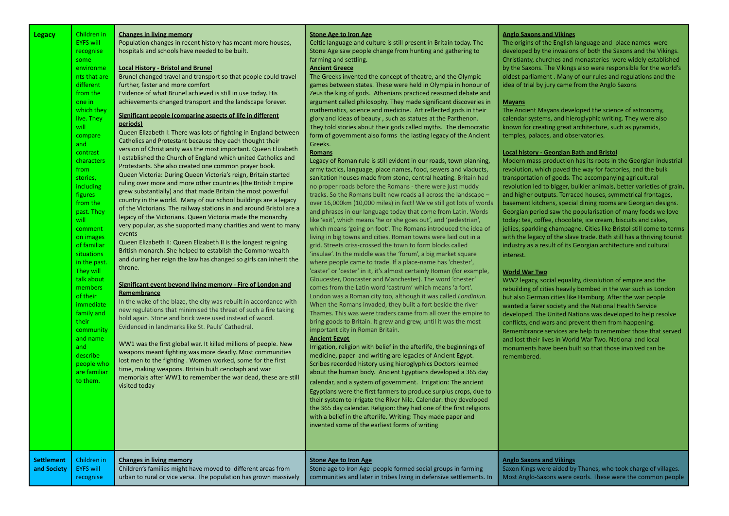| | | | | |
|---|---|---|---|---|
| **Legacy** | Children in EYFS will recognise some environments that are different from the one in which they live. They will compare and contrast characters from stories, including figures from the past. They will comment on images of familiar situations in the past. They will talk about members of their immediate family and their community and name and describe people who are familiar to them. | **Changes in living memory**<br>Population changes in recent history has meant more houses, hospitals and schools have needed to be built.<br><br>**Local History - Bristol and Brunel**<br>Brunel changed travel and transport so that people could travel further, faster and more comfort<br>Evidence of what Brunel achieved is still in use today. His achievements changed transport and the landscape forever.<br><br>**Significant people (comparing aspects of life in different periods)**<br>Queen Elizabeth I: There was lots of fighting in England between Catholics and Protestant because they each thought their version of Christianity was the most important. Queen Elizabeth I established the Church of England which united Catholics and Protestants. She also created one common prayer book.<br>Queen Victoria: During Queen Victoria's reign, Britain started ruling over more and more other countries (the British Empire grew substantially) and that made Britain the most powerful country in the world. Many of our school buildings are a legacy of the Victorians. The railway stations in and around Bristol are a legacy of the Victorians. Queen Victoria made the monarchy very popular, as she supported many charities and went to many events<br>Queen Elizabeth II: Queen Elizabeth II is the longest reigning British monarch. She helped to establish the Commonwealth and during her reign the law has changed so girls can inherit the throne.<br><br>**Significant event beyond living memory - Fire of London and Remembrance**<br>In the wake of the blaze, the city was rebuilt in accordance with new regulations that minimised the threat of such a fire taking hold again. Stone and brick were used instead of wood. Evidenced in landmarks like St. Pauls' Cathedral.<br><br>WW1 was the first global war. It killed millions of people. New weapons meant fighting was more deadly. Most communities lost men to the fighting . Women worked, some for the first time, making weapons. Britain built cenotaph and war memorials after WW1 to remember the war dead, these are still visited today | **Stone Age to Iron Age**<br>Celtic language and culture is still present in Britain today. The Stone Age saw people change from hunting and gathering to farming and settling.<br>**Ancient Greece**<br>The Greeks invented the concept of theatre, and the Olympic games between states. These were held in Olympia in honour of Zeus the king of gods. Athenians practiced reasoned debate and argument called philosophy. They made significant discoveries in mathematics, science and medicine. Art reflected gods in their glory and ideas of beauty , such as statues at the Parthenon. They told stories about their gods called myths. The democratic form of government also forms the lasting legacy of the Ancient Greeks.<br>**Romans**<br>Legacy of Roman rule is still evident in our roads, town planning, army tactics, language, place names, food, sewers and viaducts, sanitation houses made from stone, central heating. Britain had no proper roads before the Romans - there were just muddy tracks. So the Romans built new roads all across the landscape – over 16,000km (10,000 miles) in fact! We've still got lots of words and phrases in our language today that come from Latin. Words like 'exit', which means 'he or she goes out', and 'pedestrian', which means 'going on foot'. The Romans introduced the idea of living in big towns and cities. Roman towns were laid out in a grid. Streets criss-crossed the town to form blocks called 'insulae'. In the middle was the 'forum', a big market square where people came to trade. If a place-name has 'chester', 'caster' or 'cester' in it, it's almost certainly Roman (for example, Gloucester, Doncaster and Manchester). The word 'chester' comes from the Latin word 'castrum' which means 'a fort'. London was a Roman city too, although it was called *Londiniun.* When the Romans invaded, they built a fort beside the river Thames. This was were traders came from all over the empire to bring goods to Britain. It grew and grew, until it was the most important city in Roman Britain.<br>**Ancient Egypt**<br>Irrigation, religion with belief in the afterlife, the beginnings of medicine, paper and writing are legacies of Ancient Egypt. Scribes recorded history using hieroglyphics Doctors learned about the human body. Ancient Egyptians developed a 365 day calendar, and a system of government. Irrigation: The ancient Egyptians were the first farmers to produce surplus crops, due to their system to irrigate the River Nile. Calendar: they developed the 365 day calendar. Religion: they had one of the first religions with a belief in the afterlife. Writing: They made paper and invented some of the earliest forms of writing | **Anglo Saxons and Vikings**<br>The origins of the English language and place names were developed by the invasions of both the Saxons and the Vikings. Christianty, churches and monasteries were widely established by the Saxons. The Vikings also were responsible for the world's oldest parliament . Many of our rules and regulations and the idea of trial by jury came from the Anglo Saxons<br><br>**Mayans**<br>The Ancient Mayans developed the science of astronomy, calendar systems, and hieroglyphic writing. They were also known for creating great architecture, such as pyramids, temples, palaces, and observatories.<br><br>**Local history - Georgian Bath and Bristol**<br>Modern mass-production has its roots in the Georgian industrial revolution, which paved the way for factories, and the bulk transportation of goods. The accompanying agricultural revolution led to bigger, bulkier animals, better varieties of grain, and higher outputs. Terraced houses, symmetrical frontages, basement kitchens, special dining rooms are Georgian designs. Georgian period saw the popularisation of many foods we love today: tea, coffee, chocolate, ice cream, biscuits and cakes, jellies, sparkling champagne. Cities like Bristol still come to terms with the legacy of the slave trade. Bath still has a thriving tourist industry as a result of its Georgian architecture and cultural interest.<br><br>**World War Two**<br>WW2 legacy, social equality, dissolution of empire and the rebuilding of cities heavily bombed in the war such as London but also German cities like Hamburg. After the war people wanted a fairer society and the National Health Service developed. The United Nations was developed to help resolve conflicts, end wars and prevent them from happening. Remembrance services are help to remember those that served and lost their lives in World War Two. National and local monuments have been built so that those involved can be remembered. |
| **Settlement and Society** | Children in EYFS will recognise | **Changes in living memory**<br>Children's families might have moved to different areas from urban to rural or vice versa. The population has grown massively | **Stone Age to Iron Age**<br>Stone age to Iron Age people formed social groups in farming communities and later in tribes living in defensive settlements. In | **Anglo Saxons and Vikings**<br>Saxon Kings were aided by Thanes, who took charge of villages. Most Anglo-Saxons were ceorls. These were the common people |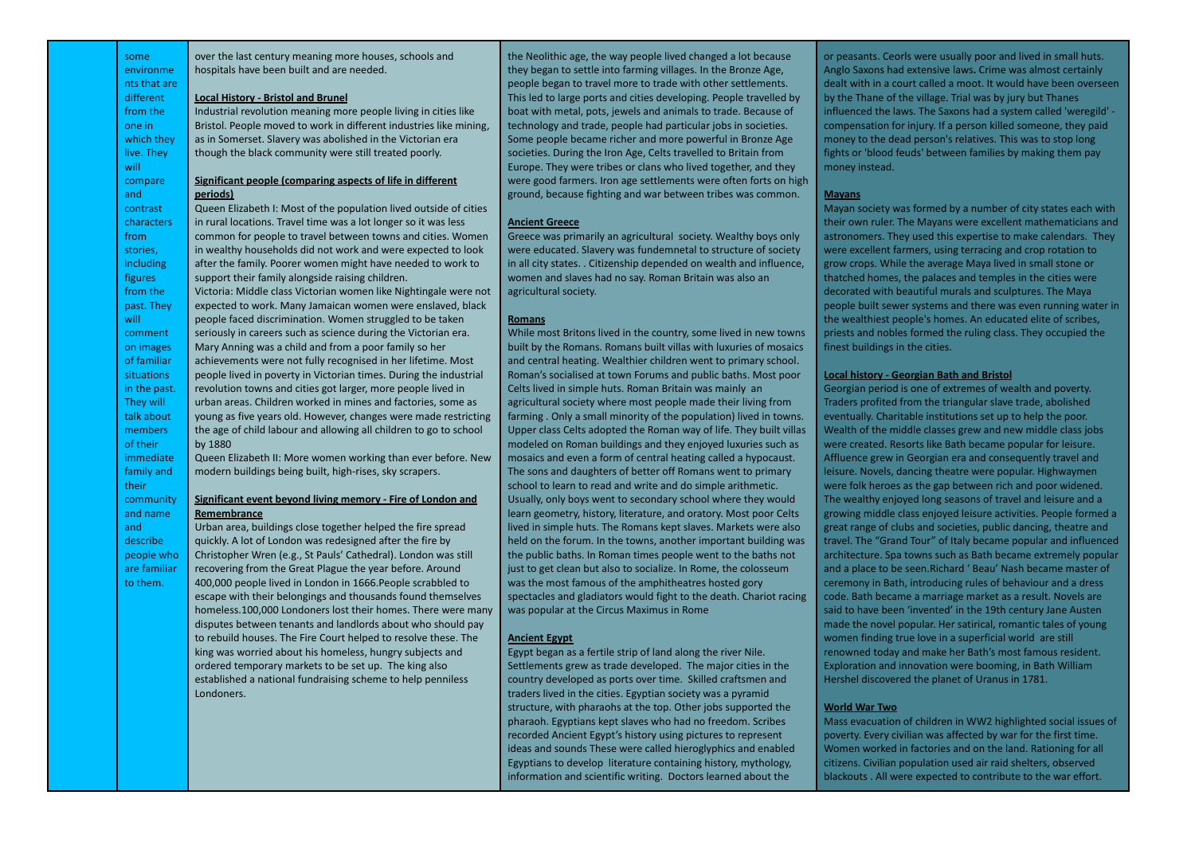| | | | | |
|---|---|---|---|---|
| | some environments that are different from the one in which they live. They will compare and contrast characters from stories, including figures from the past. They will comment on images of familiar situations in the past. They will talk about members of their immediate family and their community and name and describe people who are familiar to them. | over the last century meaning more houses, schools and hospitals have been built and are needed.<br><br>**Local History - Bristol and Brunel**<br>Industrial revolution meaning more people living in cities like Bristol. People moved to work in different industries like mining, as in Somerset. Slavery was abolished in the Victorian era though the black community were still treated poorly.<br><br>**Significant people (comparing aspects of life in different periods)**<br>Queen Elizabeth I: Most of the population lived outside of cities in rural locations. Travel time was a lot longer so it was less common for people to travel between towns and cities. Women in wealthy households did not work and were expected to look after the family. Poorer women might have needed to work to support their family alongside raising children.<br>Victoria: Middle class Victorian women like Nightingale were not expected to work. Many Jamaican women were enslaved, black people faced discrimination. Women struggled to be taken seriously in careers such as science during the Victorian era. Mary Anning was a child and from a poor family so her achievements were not fully recognised in her lifetime. Most people lived in poverty in Victorian times. During the industrial revolution towns and cities got larger, more people lived in urban areas. Children worked in mines and factories, some as young as five years old. However, changes were made restricting the age of child labour and allowing all children to go to school by 1880<br>Queen Elizabeth II: More women working than ever before. New modern buildings being built, high-rises, sky scrapers.<br><br>**Significant event beyond living memory - Fire of London and Remembrance**<br>Urban area, buildings close together helped the fire spread quickly. A lot of London was redesigned after the fire by Christopher Wren (e.g., St Pauls' Cathedral). London was still recovering from the Great Plague the year before. Around 400,000 people lived in London in 1666.People scrabbled to escape with their belongings and thousands found themselves homeless.100,000 Londoners lost their homes. There were many disputes between tenants and landlords about who should pay to rebuild houses. The Fire Court helped to resolve these. The king was worried about his homeless, hungry subjects and ordered temporary markets to be set up. The king also established a national fundraising scheme to help penniless Londoners. | the Neolithic age, the way people lived changed a lot because they began to settle into farming villages. In the Bronze Age, people began to travel more to trade with other settlements. This led to large ports and cities developing. People travelled by boat with metal, pots, jewels and animals to trade. Because of technology and trade, people had particular jobs in societies. Some people became richer and more powerful in Bronze Age societies. During the Iron Age, Celts travelled to Britain from Europe. They were tribes or clans who lived together, and they were good farmers. Iron age settlements were often forts on high ground, because fighting and war between tribes was common.<br><br>**Ancient Greece**<br>Greece was primarily an agricultural society. Wealthy boys only were educated. Slavery was fundemnetal to structure of society in all city states. . Citizenship depended on wealth and influence, women and slaves had no say. Roman Britain was also an agricultural society.<br><br>**Romans**<br>While most Britons lived in the country, some lived in new towns built by the Romans. Romans built villas with luxuries of mosaics and central heating. Wealthier children went to primary school. Roman's socialised at town Forums and public baths. Most poor Celts lived in simple huts. Roman Britain was mainly an agricultural society where most people made their living from farming . Only a small minority of the population) lived in towns. Upper class Celts adopted the Roman way of life. They built villas modeled on Roman buildings and they enjoyed luxuries such as mosaics and even a form of central heating called a hypocaust. The sons and daughters of better off Romans went to primary school to learn to read and write and do simple arithmetic. Usually, only boys went to secondary school where they would learn geometry, history, literature, and oratory. Most poor Celts lived in simple huts. The Romans kept slaves. Markets were also held on the forum. In the towns, another important building was the public baths. In Roman times people went to the baths not just to get clean but also to socialize. In Rome, the colosseum was the most famous of the amphitheatres hosted gory spectacles and gladiators would fight to the death. Chariot racing was popular at the Circus Maximus in Rome<br><br>**Ancient Egypt**<br>Egypt began as a fertile strip of land along the river Nile. Settlements grew as trade developed. The major cities in the country developed as ports over time. Skilled craftsmen and traders lived in the cities. Egyptian society was a pyramid structure, with pharaohs at the top. Other jobs supported the pharaoh. Egyptians kept slaves who had no freedom. Scribes recorded Ancient Egypt's history using pictures to represent ideas and sounds These were called hieroglyphics and enabled Egyptians to develop literature containing history, mythology, information and scientific writing. Doctors learned about the | or peasants. Ceorls were usually poor and lived in small huts. Anglo Saxons had extensive laws. Crime was almost certainly dealt with in a court called a moot. It would have been overseen by the Thane of the village. Trial was by jury but Thanes influenced the laws. The Saxons had a system called 'weregild' - compensation for injury. If a person killed someone, they paid money to the dead person's relatives. This was to stop long fights or 'blood feuds' between families by making them pay money instead.<br><br>**Mayans**<br>Mayan society was formed by a number of city states each with their own ruler. The Mayans were excellent mathematicians and astronomers. They used this expertise to make calendars. They were excellent farmers, using terracing and crop rotation to grow crops. While the average Maya lived in small stone or thatched homes, the palaces and temples in the cities were decorated with beautiful murals and sculptures. The Maya people built sewer systems and there was even running water in the wealthiest people's homes. An educated elite of scribes, priests and nobles formed the ruling class. They occupied the finest buildings in the cities.<br><br>**Local history - Georgian Bath and Bristol**<br>Georgian period is one of extremes of wealth and poverty. Traders profited from the triangular slave trade, abolished eventually. Charitable institutions set up to help the poor. Wealth of the middle classes grew and new middle class jobs were created. Resorts like Bath became popular for leisure. Affluence grew in Georgian era and consequently travel and leisure. Novels, dancing theatre were popular. Highwaymen were folk heroes as the gap between rich and poor widened. The wealthy enjoyed long seasons of travel and leisure and a growing middle class enjoyed leisure activities. People formed a great range of clubs and societies, public dancing, theatre and travel. The "Grand Tour" of Italy became popular and influenced architecture. Spa towns such as Bath became extremely popular and a place to be seen.Richard ' Beau' Nash became master of ceremony in Bath, introducing rules of behaviour and a dress code. Bath became a marriage market as a result. Novels are said to have been 'invented' in the 19th century Jane Austen made the novel popular. Her satirical, romantic tales of young women finding true love in a superficial world are still renowned today and make her Bath's most famous resident. Exploration and innovation were booming, in Bath William Hershel discovered the planet of Uranus in 1781.<br><br>**World War Two**<br>Mass evacuation of children in WW2 highlighted social issues of poverty. Every civilian was affected by war for the first time. Women worked in factories and on the land. Rationing for all citizens. Civilian population used air raid shelters, observed blackouts . All were expected to contribute to the war effort. |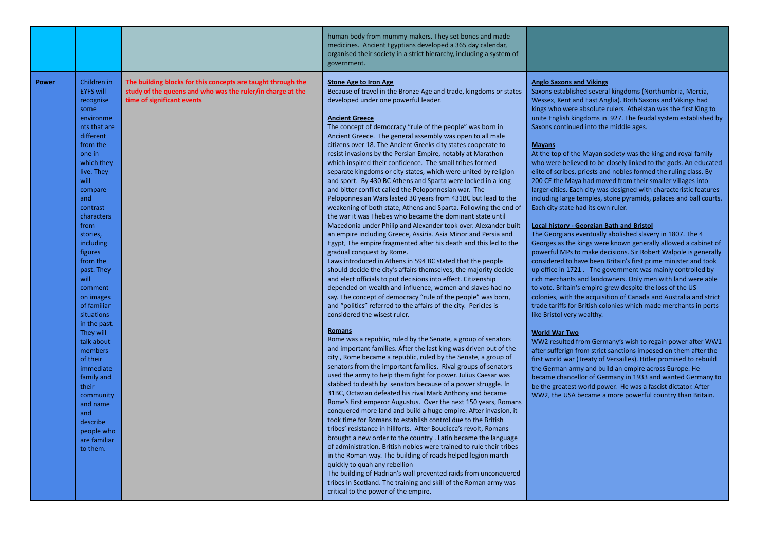| | | | | |
|---|---|---|---|---|
| | | | human body from mummy-makers. They set bones and made medicines. Ancient Egyptians developed a 365 day calendar, organised their society in a strict hierarchy, including a system of government. | |
| **Power** | Children in EYFS will recognise some environments that are different from the one in which they live. They will compare and contrast characters from stories, including figures from the past. They will comment on images of familiar situations in the past. They will talk about members of their immediate family and their community and name and describe people who are familiar to them. | **The building blocks for this concepts are taught through the study of the queens and who was the ruler/in charge at the time of significant events** | **Stone Age to Iron Age**<br>Because of travel in the Bronze Age and trade, kingdoms or states developed under one powerful leader.<br><br>**Ancient Greece**<br>The concept of democracy "rule of the people" was born in Ancient Greece. The general assembly was open to all male citizens over 18. The Ancient Greeks city states cooperate to resist invasions by the Persian Empire, notably at Marathon which inspired their confidence. The small tribes formed separate kingdoms or city states, which were united by religion and sport. By 430 BC Athens and Sparta were locked in a long and bitter conflict called the Peloponnesian war. The Peloponnesian Wars lasted 30 years from 431BC but lead to the weakening of both state, Athens and Sparta. Following the end of the war it was Thebes who became the dominant state until Macedonia under Philip and Alexander took over. Alexander built an empire including Greece, Assiria. Asia Minor and Persia and Egypt, The empire fragmented after his death and this led to the gradual conquest by Rome.<br>Laws introduced in Athens in 594 BC stated that the people should decide the city's affairs themselves, the majority decide and elect officials to put decisions into effect. Citizenship depended on wealth and influence, women and slaves had no say. The concept of democracy "rule of the people" was born, and "politics" referred to the affairs of the city. Pericles is considered the wisest ruler.<br><br>**Romans**<br>Rome was a republic, ruled by the Senate, a group of senators and important families. After the last king was driven out of the city , Rome became a republic, ruled by the Senate, a group of senators from the important families. Rival groups of senators used the army to help them fight for power. Julius Caesar was stabbed to death by senators because of a power struggle. In 31BC, Octavian defeated his rival Mark Anthony and became Rome's first emperor Augustus. Over the next 150 years, Romans conquered more land and build a huge empire. After invasion, it took time for Romans to establish control due to the British tribes' resistance in hillforts. After Boudicca's revolt, Romans brought a new order to the country . Latin became the language of administration. British nobles were trained to rule their tribes in the Roman way. The building of roads helped legion march quickly to quah any rebellion<br>The building of Hadrian's wall prevented raids from unconquered tribes in Scotland. The training and skill of the Roman army was critical to the power of the empire. | **Anglo Saxons and Vikings**<br>Saxons established several kingdoms (Northumbria, Mercia, Wessex, Kent and East Anglia). Both Saxons and Vikings had kings who were absolute rulers. Athelstan was the first King to unite English kingdoms in 927. The feudal system established by Saxons continued into the middle ages.<br><br>**Mayans**<br>At the top of the Mayan society was the king and royal family who were believed to be closely linked to the gods. An educated elite of scribes, priests and nobles formed the ruling class. By 200 CE the Maya had moved from their smaller villages into larger cities. Each city was designed with characteristic features including large temples, stone pyramids, palaces and ball courts. Each city state had its own ruler.<br><br>**Local history - Georgian Bath and Bristol**<br>The Georgians eventually abolished slavery in 1807. The 4 Georges as the kings were known generally allowed a cabinet of powerful MPs to make decisions. Sir Robert Walpole is generally considered to have been Britain's first prime minister and took up office in 1721 . The government was mainly controlled by rich merchants and landowners. Only men with land were able to vote. Britain's empire grew despite the loss of the US colonies, with the acquisition of Canada and Australia and strict trade tariffs for British colonies which made merchants in ports like Bristol very wealthy.<br><br>**World War Two**<br>WW2 resulted from Germany's wish to regain power after WW1 after sufferign from strict sanctions imposed on them after the first world war (Treaty of Versailles). Hitler promised to rebuild the German army and build an empire across Europe. He became chancellor of Germany in 1933 and wanted Germany to be the greatest world power. He was a fascist dictator. After WW2, the USA became a more powerful country than Britain. |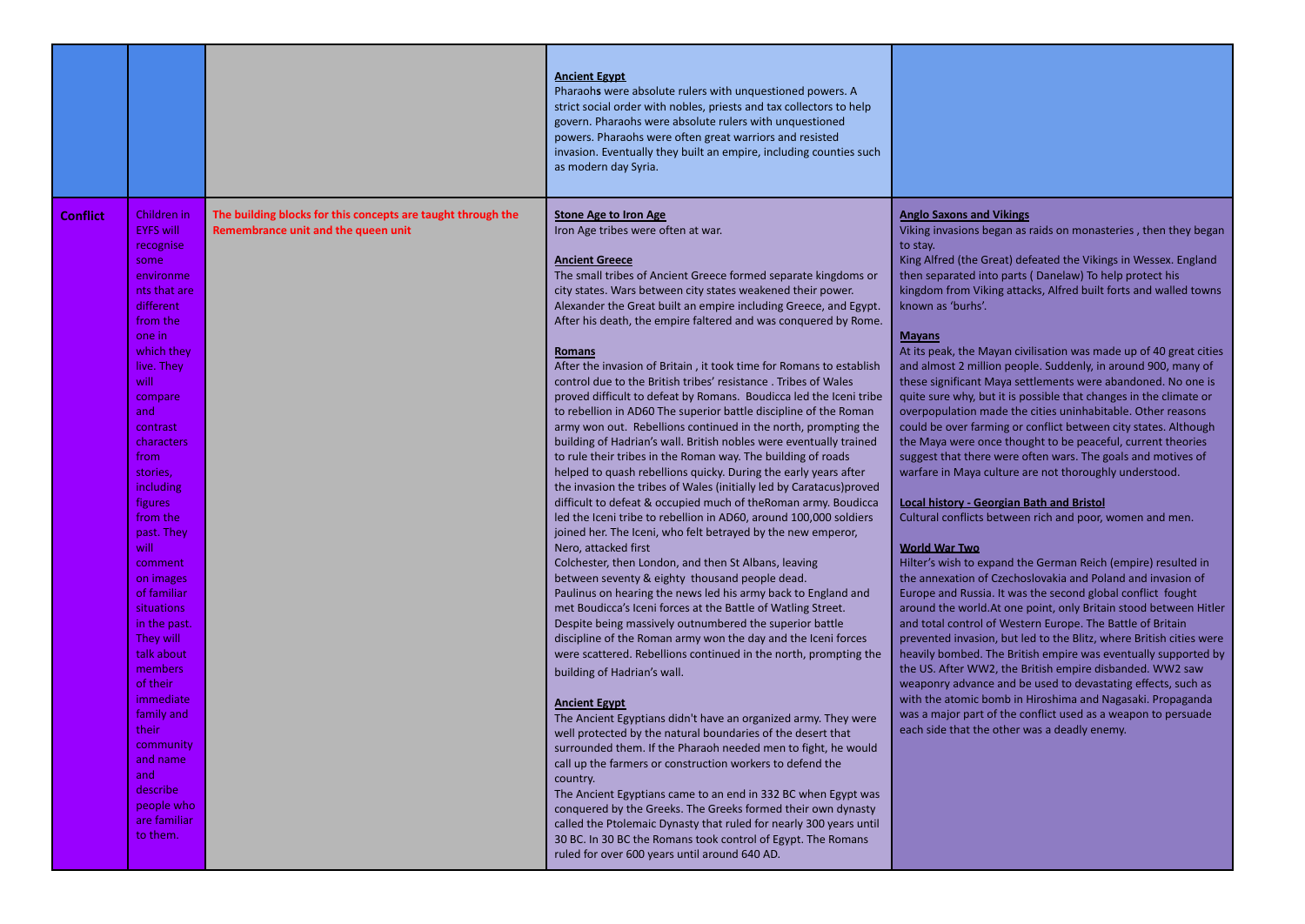| | | | | |
|---|---|---|---|---|
| | | | **Ancient Egypt**<br>Pharaohs were absolute rulers with unquestioned powers. A strict social order with nobles, priests and tax collectors to help govern. Pharaohs were absolute rulers with unquestioned powers. Pharaohs were often great warriors and resisted invasion. Eventually they built an empire, including counties such as modern day Syria. | |
| **Conflict** | Children in EYFS will recognise some environments that are different from the one in which they live. They will compare and contrast characters from stories, including figures from the past. They will comment on images of familiar situations in the past. They will talk about members of their immediate family and their community and name and describe people who are familiar to them. | **The building blocks for this concepts are taught through the Remembrance unit and the queen unit** | **Stone Age to Iron Age**<br>Iron Age tribes were often at war.<br><br>**Ancient Greece**<br>The small tribes of Ancient Greece formed separate kingdoms or city states. Wars between city states weakened their power. Alexander the Great built an empire including Greece, and Egypt. After his death, the empire faltered and was conquered by Rome.<br><br>**Romans**<br>After the invasion of Britain , it took time for Romans to establish control due to the British tribes' resistance . Tribes of Wales proved difficult to defeat by Romans. Boudicca led the Iceni tribe to rebellion in AD60 The superior battle discipline of the Roman army won out. Rebellions continued in the north, prompting the building of Hadrian's wall. British nobles were eventually trained to rule their tribes in the Roman way. The building of roads helped to quash rebellions quicky. During the early years after the invasion the tribes of Wales (initially led by Caratacus)proved difficult to defeat & occupied much of theRoman army. Boudicca led the Iceni tribe to rebellion in AD60, around 100,000 soldiers joined her. The Iceni, who felt betrayed by the new emperor, Nero, attacked first<br>Colchester, then London, and then St Albans, leaving between seventy & eighty thousand people dead.<br>Paulinus on hearing the news led his army back to England and met Boudicca's Iceni forces at the Battle of Watling Street. Despite being massively outnumbered the superior battle discipline of the Roman army won the day and the Iceni forces were scattered. Rebellions continued in the north, prompting the building of Hadrian's wall.<br><br>**Ancient Egypt**<br>The Ancient Egyptians didn't have an organized army. They were well protected by the natural boundaries of the desert that surrounded them. If the Pharaoh needed men to fight, he would call up the farmers or construction workers to defend the country.<br>The Ancient Egyptians came to an end in 332 BC when Egypt was conquered by the Greeks. The Greeks formed their own dynasty called the Ptolemaic Dynasty that ruled for nearly 300 years until 30 BC. In 30 BC the Romans took control of Egypt. The Romans ruled for over 600 years until around 640 AD. | **Anglo Saxons and Vikings**<br>Viking invasions began as raids on monasteries , then they began to stay.<br>King Alfred (the Great) defeated the Vikings in Wessex. England then separated into parts ( Danelaw) To help protect his kingdom from Viking attacks, Alfred built forts and walled towns known as 'burhs'.<br><br>**Mayans**<br>At its peak, the Mayan civilisation was made up of 40 great cities and almost 2 million people. Suddenly, in around 900, many of these significant Maya settlements were abandoned. No one is quite sure why, but it is possible that changes in the climate or overpopulation made the cities uninhabitable. Other reasons could be over farming or conflict between city states. Although the Maya were once thought to be peaceful, current theories suggest that there were often wars. The goals and motives of warfare in Maya culture are not thoroughly understood.<br><br>**Local history - Georgian Bath and Bristol**<br>Cultural conflicts between rich and poor, women and men.<br><br>**World War Two**<br>Hilter's wish to expand the German Reich (empire) resulted in the annexation of Czechoslovakia and Poland and invasion of Europe and Russia. It was the second global conflict fought around the world.At one point, only Britain stood between Hitler and total control of Western Europe. The Battle of Britain prevented invasion, but led to the Blitz, where British cities were heavily bombed. The British empire was eventually supported by the US. After WW2, the British empire disbanded. WW2 saw weaponry advance and be used to devastating effects, such as with the atomic bomb in Hiroshima and Nagasaki. Propaganda was a major part of the conflict used as a weapon to persuade each side that the other was a deadly enemy. |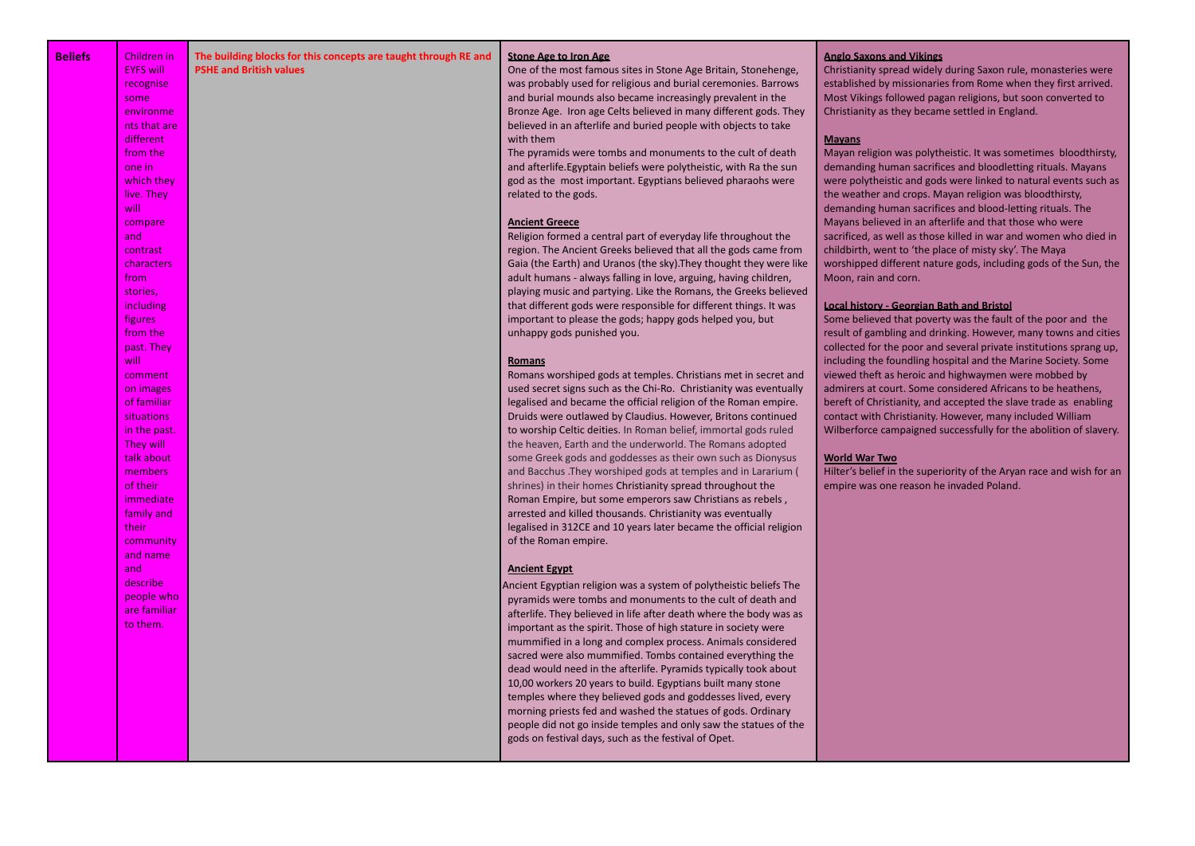| Beliefs | Children in EYFS will recognise some environments that are different from the one in which they live. They will compare and contrast characters from stories, including figures from the past. They will comment on images of familiar situations in the past. They will talk about members of their immediate family and their community and name and describe people who are familiar to them. | The building blocks for this concepts are taught through RE and PSHE and British values | **Stone Age to Iron Age**<br>One of the most famous sites in Stone Age Britain, Stonehenge, was probably used for religious and burial ceremonies. Barrows and burial mounds also became increasingly prevalent in the Bronze Age. Iron age Celts believed in many different gods. They believed in an afterlife and buried people with objects to take with them<br>The pyramids were tombs and monuments to the cult of death and afterlife.Egyptain beliefs were polytheistic, with Ra the sun god as the most important. Egyptians believed pharaohs were related to the gods.<br><br>**Ancient Greece**<br>Religion formed a central part of everyday life throughout the region. The Ancient Greeks believed that all the gods came from Gaia (the Earth) and Uranos (the sky).They thought they were like adult humans - always falling in love, arguing, having children, playing music and partying. Like the Romans, the Greeks believed that different gods were responsible for different things. It was important to please the gods; happy gods helped you, but unhappy gods punished you.<br><br>**Romans**<br>Romans worshiped gods at temples. Christians met in secret and used secret signs such as the Chi-Ro. Christianity was eventually legalised and became the official religion of the Roman empire. Druids were outlawed by Claudius. However, Britons continued to worship Celtic deities. In Roman belief, immortal gods ruled the heaven, Earth and the underworld. The Romans adopted some Greek gods and goddesses as their own such as Dionysus and Bacchus .They worshiped gods at temples and in Lararium ( shrines) in their homes Christianity spread throughout the Roman Empire, but some emperors saw Christians as rebels , arrested and killed thousands. Christianity was eventually legalised in 312CE and 10 years later became the official religion of the Roman empire.<br><br>**Ancient Egypt**<br>Ancient Egyptian religion was a system of polytheistic beliefs The pyramids were tombs and monuments to the cult of death and afterlife. They believed in life after death where the body was as important as the spirit. Those of high stature in society were mummified in a long and complex process. Animals considered sacred were also mummified. Tombs contained everything the dead would need in the afterlife. Pyramids typically took about 10,00 workers 20 years to build. Egyptians built many stone temples where they believed gods and goddesses lived, every morning priests fed and washed the statues of gods. Ordinary people did not go inside temples and only saw the statues of the gods on festival days, such as the festival of Opet. | **Anglo Saxons and Vikings**<br>Christianity spread widely during Saxon rule, monasteries were established by missionaries from Rome when they first arrived. Most Vikings followed pagan religions, but soon converted to Christianity as they became settled in England.<br><br>**Mayans**<br>Mayan religion was polytheistic. It was sometimes bloodthirsty, demanding human sacrifices and bloodletting rituals. Mayans were polytheistic and gods were linked to natural events such as the weather and crops. Mayan religion was bloodthirsty, demanding human sacrifices and blood-letting rituals. The Mayans believed in an afterlife and that those who were sacrificed, as well as those killed in war and women who died in childbirth, went to 'the place of misty sky'. The Maya worshipped different nature gods, including gods of the Sun, the Moon, rain and corn.<br><br>**Local history - Georgian Bath and Bristol**<br>Some believed that poverty was the fault of the poor and the result of gambling and drinking. However, many towns and cities collected for the poor and several private institutions sprang up, including the foundling hospital and the Marine Society. Some viewed theft as heroic and highwaymen were mobbed by admirers at court. Some considered Africans to be heathens, bereft of Christianity, and accepted the slave trade as enabling contact with Christianity. However, many included William Wilberforce campaigned successfully for the abolition of slavery.<br><br>**World War Two**<br>Hilter's belief in the superiority of the Aryan race and wish for an empire was one reason he invaded Poland. |
|---|---|---|---|---|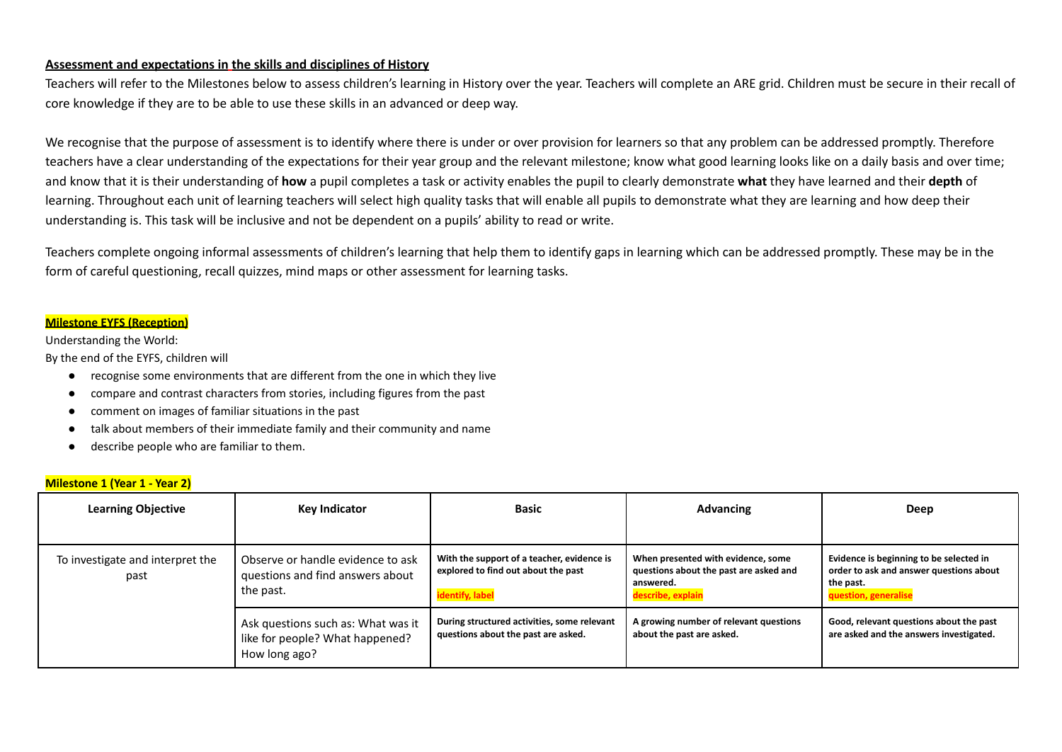**Assessment and expectations in the skills and disciplines of History**

Teachers will refer to the Milestones below to assess children's learning in History over the year. Teachers will complete an ARE grid. Children must be secure in their recall of core knowledge if they are to be able to use these skills in an advanced or deep way.

We recognise that the purpose of assessment is to identify where there is under or over provision for learners so that any problem can be addressed promptly. Therefore teachers have a clear understanding of the expectations for their year group and the relevant milestone; know what good learning looks like on a daily basis and over time; and know that it is their understanding of **how** a pupil completes a task or activity enables the pupil to clearly demonstrate **what** they have learned and their **depth** of learning. Throughout each unit of learning teachers will select high quality tasks that will enable all pupils to demonstrate what they are learning and how deep their understanding is. This task will be inclusive and not be dependent on a pupils' ability to read or write.

Teachers complete ongoing informal assessments of children's learning that help them to identify gaps in learning which can be addressed promptly. These may be in the form of careful questioning, recall quizzes, mind maps or other assessment for learning tasks.

**Milestone EYFS (Reception)**

Understanding the World:

By the end of the EYFS, children will

- recognise some environments that are different from the one in which they live
- compare and contrast characters from stories, including figures from the past
- comment on images of familiar situations in the past
- talk about members of their immediate family and their community and name
- describe people who are familiar to them.

**Milestone 1 (Year 1 - Year 2)**

| Learning Objective | Key Indicator | Basic | Advancing | Deep |
|---|---|---|---|---|
| To investigate and interpret the past | Observe or handle evidence to ask questions and find answers about the past. | **With the support of a teacher, evidence is explored to find out about the past** **identify, label** | **When presented with evidence, some questions about the past are asked and answered.** **describe, explain** | **Evidence is beginning to be selected in order to ask and answer questions about the past.** **question, generalise** |
| | Ask questions such as: What was it like for people? What happened? How long ago? | **During structured activities, some relevant questions about the past are asked.** | **A growing number of relevant questions about the past are asked.** | **Good, relevant questions about the past are asked and the answers investigated.** |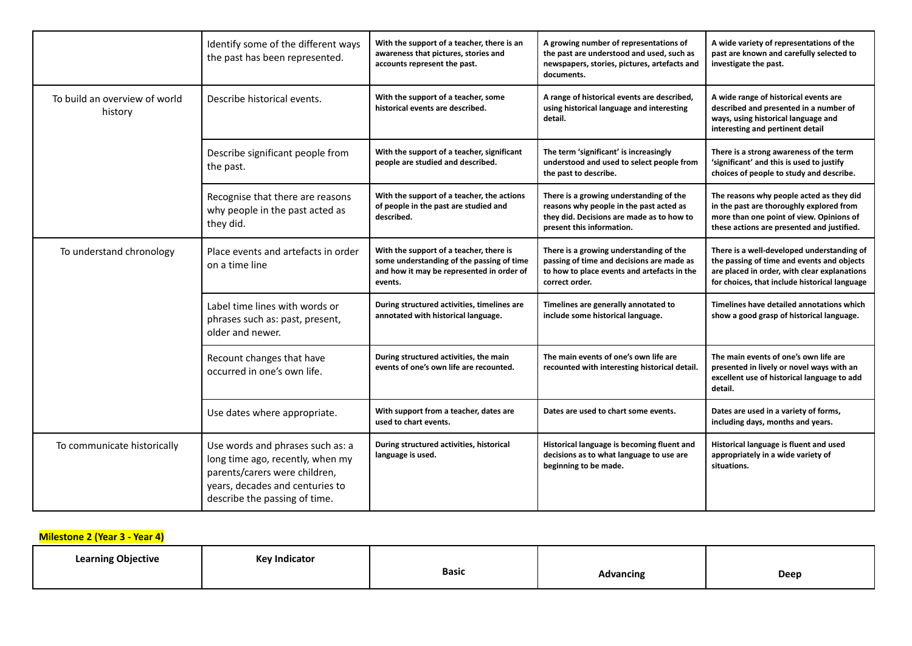| | | | | |
|---|---|---|---|---|
| | Identify some of the different ways the past has been represented. | **With the support of a teacher, there is an awareness that pictures, stories and accounts represent the past.** | **A growing number of representations of the past are understood and used, such as newspapers, stories, pictures, artefacts and documents.** | **A wide variety of representations of the past are known and carefully selected to investigate the past.** |
| To build an overview of world history | Describe historical events. | **With the support of a teacher, some historical events are described.** | **A range of historical events are described, using historical language and interesting detail.** | **A wide range of historical events are described and presented in a number of ways, using historical language and interesting and pertinent detail** |
| | Describe significant people from the past. | **With the support of a teacher, significant people are studied and described.** | **The term 'significant' is increasingly understood and used to select people from the past to describe.** | **There is a strong awareness of the term 'significant' and this is used to justify choices of people to study and describe.** |
| | Recognise that there are reasons why people in the past acted as they did. | **With the support of a teacher, the actions of people in the past are studied and described.** | **There is a growing understanding of the reasons why people in the past acted as they did. Decisions are made as to how to present this information.** | **The reasons why people acted as they did in the past are thoroughly explored from more than one point of view. Opinions of these actions are presented and justified.** |
| To understand chronology | Place events and artefacts in order on a time line | **With the support of a teacher, there is some understanding of the passing of time and how it may be represented in order of events.** | **There is a growing understanding of the passing of time and decisions are made as to how to place events and artefacts in the correct order.** | **There is a well-developed understanding of the passing of time and events and objects are placed in order, with clear explanations for choices, that include historical language** |
| | Label time lines with words or phrases such as: past, present, older and newer. | **During structured activities, timelines are annotated with historical language.** | **Timelines are generally annotated to include some historical language.** | **Timelines have detailed annotations which show a good grasp of historical language.** |
| | Recount changes that have occurred in one's own life. | **During structured activities, the main events of one's own life are recounted.** | **The main events of one's own life are recounted with interesting historical detail.** | **The main events of one's own life are presented in lively or novel ways with an excellent use of historical language to add detail.** |
| | Use dates where appropriate. | **With support from a teacher, dates are used to chart events.** | **Dates are used to chart some events.** | **Dates are used in a variety of forms, including days, months and years.** |
| To communicate historically | Use words and phrases such as: a long time ago, recently, when my parents/carers were children, years, decades and centuries to describe the passing of time. | **During structured activities, historical language is used.** | **Historical language is becoming fluent and decisions as to what language to use are beginning to be made.** | **Historical language is fluent and used appropriately in a wide variety of situations.** |

**Milestone 2 (Year 3 - Year 4)**

| Learning Objective | Key Indicator | Basic | Advancing | Deep |
|---|---|---|---|---|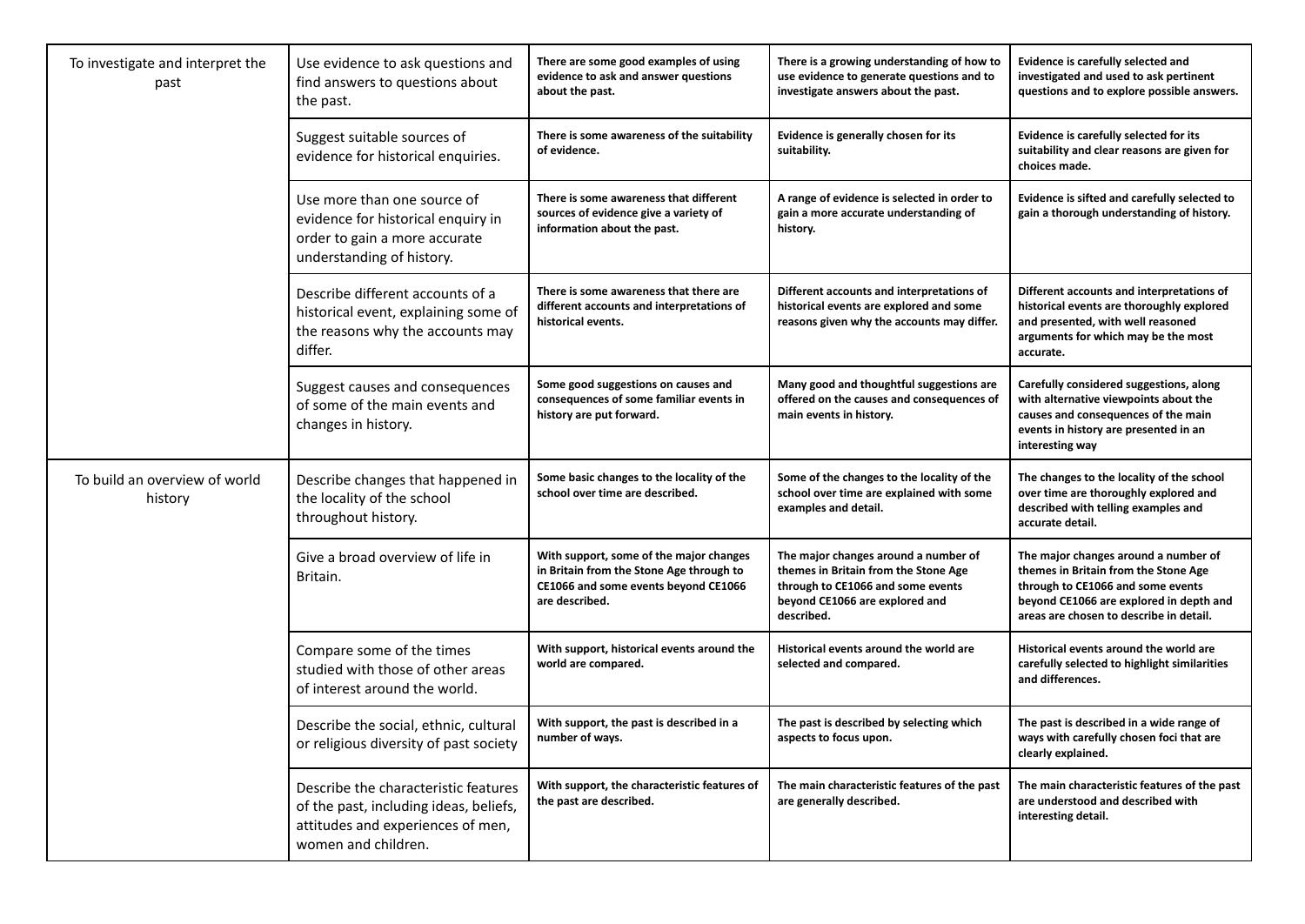| | | | | |
|---|---|---|---|---|
| To investigate and interpret the past | Use evidence to ask questions and find answers to questions about the past. | **There are some good examples of using evidence to ask and answer questions about the past.** | **There is a growing understanding of how to use evidence to generate questions and to investigate answers about the past.** | **Evidence is carefully selected and investigated and used to ask pertinent questions and to explore possible answers.** |
| | Suggest suitable sources of evidence for historical enquiries. | **There is some awareness of the suitability of evidence.** | **Evidence is generally chosen for its suitability.** | **Evidence is carefully selected for its suitability and clear reasons are given for choices made.** |
| | Use more than one source of evidence for historical enquiry in order to gain a more accurate understanding of history. | **There is some awareness that different sources of evidence give a variety of information about the past.** | **A range of evidence is selected in order to gain a more accurate understanding of history.** | **Evidence is sifted and carefully selected to gain a thorough understanding of history.** |
| | Describe different accounts of a historical event, explaining some of the reasons why the accounts may differ. | **There is some awareness that there are different accounts and interpretations of historical events.** | **Different accounts and interpretations of historical events are explored and some reasons given why the accounts may differ.** | **Different accounts and interpretations of historical events are thoroughly explored and presented, with well reasoned arguments for which may be the most accurate.** |
| | Suggest causes and consequences of some of the main events and changes in history. | **Some good suggestions on causes and consequences of some familiar events in history are put forward.** | **Many good and thoughtful suggestions are offered on the causes and consequences of main events in history.** | **Carefully considered suggestions, along with alternative viewpoints about the causes and consequences of the main events in history are presented in an interesting way** |
| To build an overview of world history | Describe changes that happened in the locality of the school throughout history. | **Some basic changes to the locality of the school over time are described.** | **Some of the changes to the locality of the school over time are explained with some examples and detail.** | **The changes to the locality of the school over time are thoroughly explored and described with telling examples and accurate detail.** |
| | Give a broad overview of life in Britain. | **With support, some of the major changes in Britain from the Stone Age through to CE1066 and some events beyond CE1066 are described.** | **The major changes around a number of themes in Britain from the Stone Age through to CE1066 and some events beyond CE1066 are explored and described.** | **The major changes around a number of themes in Britain from the Stone Age through to CE1066 and some events beyond CE1066 are explored in depth and areas are chosen to describe in detail.** |
| | Compare some of the times studied with those of other areas of interest around the world. | **With support, historical events around the world are compared.** | **Historical events around the world are selected and compared.** | **Historical events around the world are carefully selected to highlight similarities and differences.** |
| | Describe the social, ethnic, cultural or religious diversity of past society | **With support, the past is described in a number of ways.** | **The past is described by selecting which aspects to focus upon.** | **The past is described in a wide range of ways with carefully chosen foci that are clearly explained.** |
| | Describe the characteristic features of the past, including ideas, beliefs, attitudes and experiences of men, women and children. | **With support, the characteristic features of the past are described.** | **The main characteristic features of the past are generally described.** | **The main characteristic features of the past are understood and described with interesting detail.** |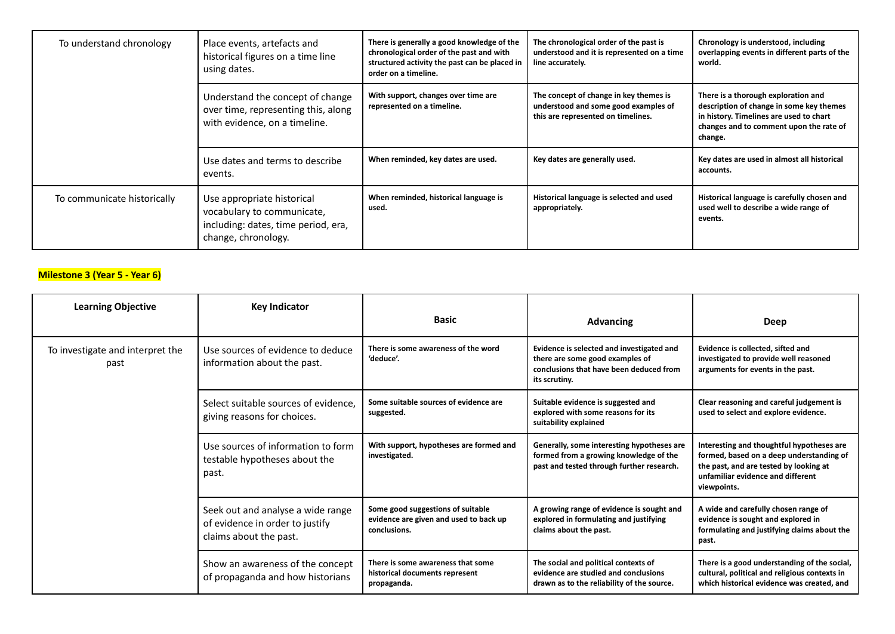| | | | | |
|---|---|---|---|---|
| To understand chronology | Place events, artefacts and historical figures on a time line using dates. | **There is generally a good knowledge of the chronological order of the past and with structured activity the past can be placed in order on a timeline.** | **The chronological order of the past is understood and it is represented on a time line accurately.** | **Chronology is understood, including overlapping events in different parts of the world.** |
| | Understand the concept of change over time, representing this, along with evidence, on a timeline. | **With support, changes over time are represented on a timeline.** | **The concept of change in key themes is understood and some good examples of this are represented on timelines.** | **There is a thorough exploration and description of change in some key themes in history. Timelines are used to chart changes and to comment upon the rate of change.** |
| | Use dates and terms to describe events. | **When reminded, key dates are used.** | **Key dates are generally used.** | **Key dates are used in almost all historical accounts.** |
| To communicate historically | Use appropriate historical vocabulary to communicate, including: dates, time period, era, change, chronology. | **When reminded, historical language is used.** | **Historical language is selected and used appropriately.** | **Historical language is carefully chosen and used well to describe a wide range of events.** |

**Milestone 3 (Year 5 - Year 6)**

| Learning Objective | Key Indicator | Basic | Advancing | Deep |
|---|---|---|---|---|
| To investigate and interpret the past | Use sources of evidence to deduce information about the past. | **There is some awareness of the word 'deduce'.** | **Evidence is selected and investigated and there are some good examples of conclusions that have been deduced from its scrutiny.** | **Evidence is collected, sifted and investigated to provide well reasoned arguments for events in the past.** |
| | Select suitable sources of evidence, giving reasons for choices. | **Some suitable sources of evidence are suggested.** | **Suitable evidence is suggested and explored with some reasons for its suitability explained** | **Clear reasoning and careful judgement is used to select and explore evidence.** |
| | Use sources of information to form testable hypotheses about the past. | **With support, hypotheses are formed and investigated.** | **Generally, some interesting hypotheses are formed from a growing knowledge of the past and tested through further research.** | **Interesting and thoughtful hypotheses are formed, based on a deep understanding of the past, and are tested by looking at unfamiliar evidence and different viewpoints.** |
| | Seek out and analyse a wide range of evidence in order to justify claims about the past. | **Some good suggestions of suitable evidence are given and used to back up conclusions.** | **A growing range of evidence is sought and explored in formulating and justifying claims about the past.** | **A wide and carefully chosen range of evidence is sought and explored in formulating and justifying claims about the past.** |
| | Show an awareness of the concept of propaganda and how historians | **There is some awareness that some historical documents represent propaganda.** | **The social and political contexts of evidence are studied and conclusions drawn as to the reliability of the source.** | **There is a good understanding of the social, cultural, political and religious contexts in which historical evidence was created, and** |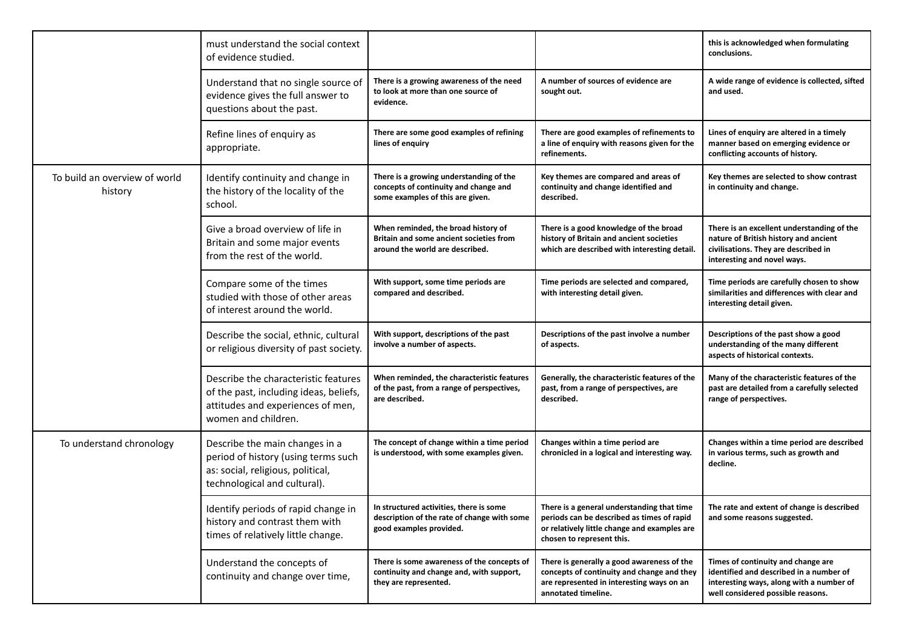| | | | | |
|---|---|---|---|---|
| | must understand the social context of evidence studied. | | | **this is acknowledged when formulating conclusions.** |
| | Understand that no single source of evidence gives the full answer to questions about the past. | **There is a growing awareness of the need to look at more than one source of evidence.** | **A number of sources of evidence are sought out.** | **A wide range of evidence is collected, sifted and used.** |
| | Refine lines of enquiry as appropriate. | **There are some good examples of refining lines of enquiry** | **There are good examples of refinements to a line of enquiry with reasons given for the refinements.** | **Lines of enquiry are altered in a timely manner based on emerging evidence or conflicting accounts of history.** |
| To build an overview of world history | Identify continuity and change in the history of the locality of the school. | **There is a growing understanding of the concepts of continuity and change and some examples of this are given.** | **Key themes are compared and areas of continuity and change identified and described.** | **Key themes are selected to show contrast in continuity and change.** |
| | Give a broad overview of life in Britain and some major events from the rest of the world. | **When reminded, the broad history of Britain and some ancient societies from around the world are described.** | **There is a good knowledge of the broad history of Britain and ancient societies which are described with interesting detail.** | **There is an excellent understanding of the nature of British history and ancient civilisations. They are described in interesting and novel ways.** |
| | Compare some of the times studied with those of other areas of interest around the world. | **With support, some time periods are compared and described.** | **Time periods are selected and compared, with interesting detail given.** | **Time periods are carefully chosen to show similarities and differences with clear and interesting detail given.** |
| | Describe the social, ethnic, cultural or religious diversity of past society. | **With support, descriptions of the past involve a number of aspects.** | **Descriptions of the past involve a number of aspects.** | **Descriptions of the past show a good understanding of the many different aspects of historical contexts.** |
| | Describe the characteristic features of the past, including ideas, beliefs, attitudes and experiences of men, women and children. | **When reminded, the characteristic features of the past, from a range of perspectives, are described.** | **Generally, the characteristic features of the past, from a range of perspectives, are described.** | **Many of the characteristic features of the past are detailed from a carefully selected range of perspectives.** |
| To understand chronology | Describe the main changes in a period of history (using terms such as: social, religious, political, technological and cultural). | **The concept of change within a time period is understood, with some examples given.** | **Changes within a time period are chronicled in a logical and interesting way.** | **Changes within a time period are described in various terms, such as growth and decline.** |
| | Identify periods of rapid change in history and contrast them with times of relatively little change. | **In structured activities, there is some description of the rate of change with some good examples provided.** | **There is a general understanding that time periods can be described as times of rapid or relatively little change and examples are chosen to represent this.** | **The rate and extent of change is described and some reasons suggested.** |
| | Understand the concepts of continuity and change over time, | **There is some awareness of the concepts of continuity and change and, with support, they are represented.** | **There is generally a good awareness of the concepts of continuity and change and they are represented in interesting ways on an annotated timeline.** | **Times of continuity and change are identified and described in a number of interesting ways, along with a number of well considered possible reasons.** |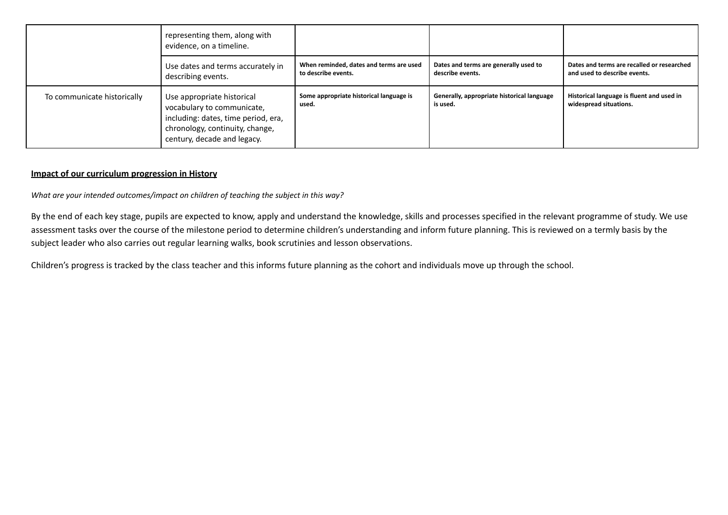| | | | | |
|---|---|---|---|---|
| | representing them, along with evidence, on a timeline. | | | |
| | Use dates and terms accurately in describing events. | **When reminded, dates and terms are used to describe events.** | **Dates and terms are generally used to describe events.** | **Dates and terms are recalled or researched and used to describe events.** |
| To communicate historically | Use appropriate historical vocabulary to communicate, including: dates, time period, era, chronology, continuity, change, century, decade and legacy. | **Some appropriate historical language is used.** | **Generally, appropriate historical language is used.** | **Historical language is fluent and used in widespread situations.** |

**Impact of our curriculum progression in History**

*What are your intended outcomes/impact on children of teaching the subject in this way?*

By the end of each key stage, pupils are expected to know, apply and understand the knowledge, skills and processes specified in the relevant programme of study. We use assessment tasks over the course of the milestone period to determine children's understanding and inform future planning. This is reviewed on a termly basis by the subject leader who also carries out regular learning walks, book scrutinies and lesson observations.

Children's progress is tracked by the class teacher and this informs future planning as the cohort and individuals move up through the school.